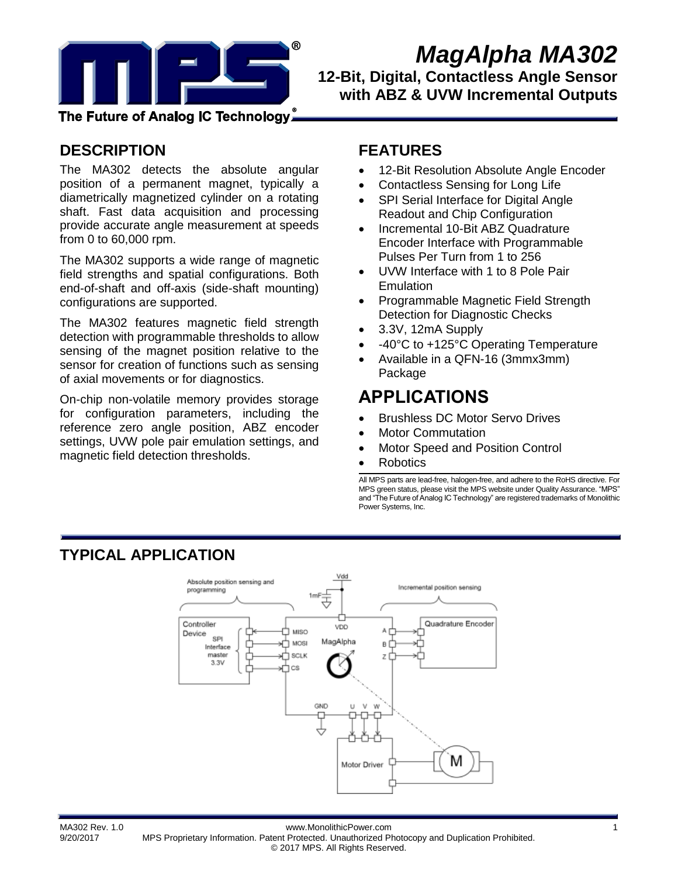# MagAlpha MA302

## 12-Bit, Digital, Contactless Angle Sensor with ABZ & UVW Incremental Outputs

## DESCRIPTION

The MA302 detects the absolute angular position of a permanent magnet, typically a diametrically magnetized cylinder on a rotating shaft. Fast data acquisition and processing provide accurate angle measurement at speeds from 0 to 60,000 rpm.

The MA302 supports a wide range of magnetic field strengths and spatial configurations. Both end-of-shaft and off-axis (side-shaft mounting) configurations are supported.

The MA302 features magnetic field strength detection with programmable thresholds to allow sensing of the magnet position relative to the sensor for creation of functions such as sensing of axial movements or for diagnostics.

On-chip non-volatile memory provides storage for configuration parameters, including the reference zero angle position, ABZ encoder settings, UVW pole pair emulation settings, and magnetic field detection thresholds.

## FEATURES

- 12-Bit Resolution Absolute Angle Encoder
- Contactless Sensing for Long Life
- SPI Serial Interface for Digital Angle Readout and Chip Configuration
- Incremental 10-Bit ABZ Quadrature Encoder Interface with Programmable Pulses Per Turn from 1 to 256
- UVW Interface with 1 to 8 Pole Pair Emulation
- Programmable Magnetic Field Strength Detection for Diagnostic Checks
- 3.3V, 12mA Supply
- -40°C to +125°C Operating Temperature
- Available in a QFN-16 (3mmx3mm) Package

## APPLICATIONS

- Brushless DC Motor Servo Drives
- Motor Commutation
- Motor Speed and Position Control
- Robotics

All MPS parts are lead-free, halogen-free, and adhere to the RoHS directive. For MPS green status, please visit the MPS website under Quality Assurance. "MPS" and "The Future of Analog IC Technology" are registered trademarks of Monolithic Power Systems, Inc.

## TYPICAL APPLICATION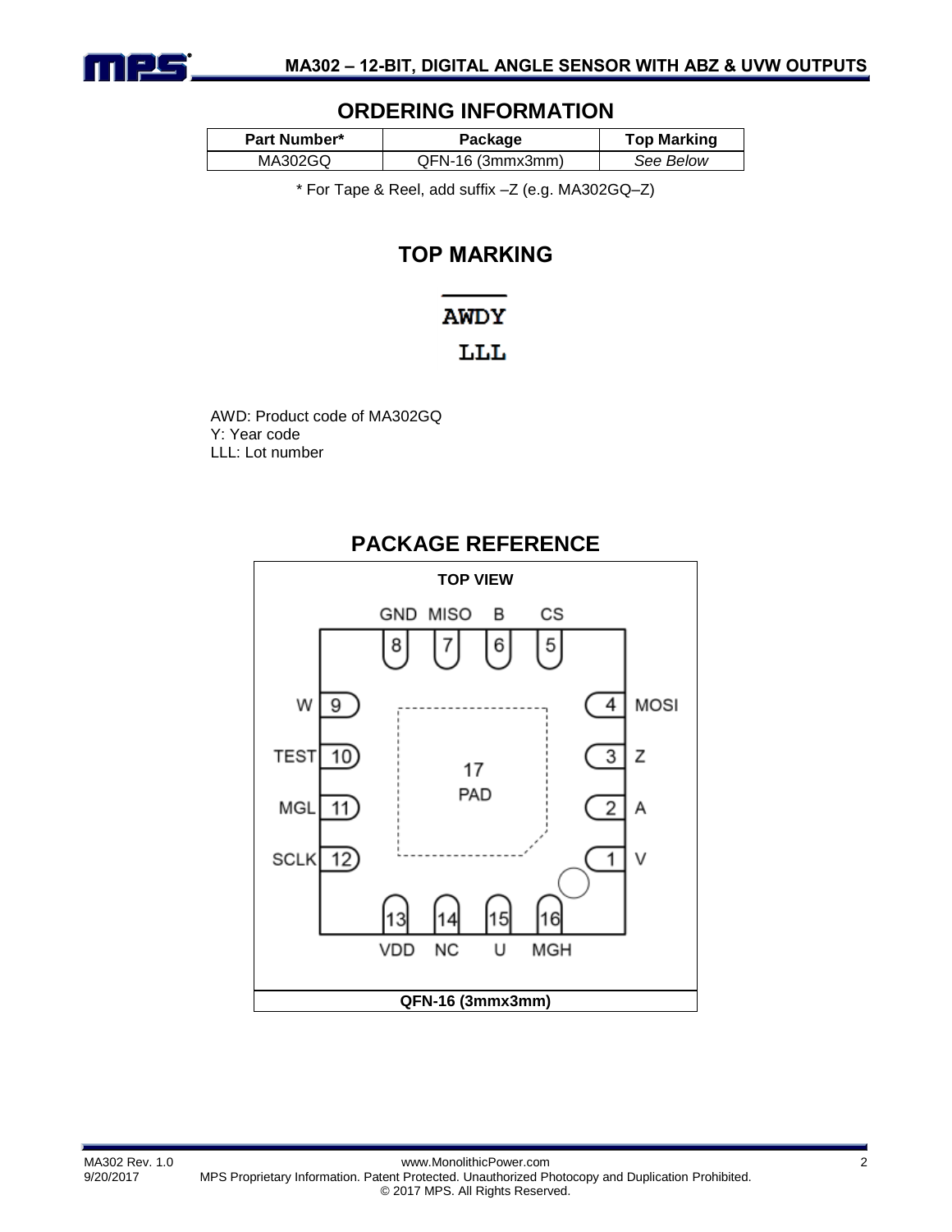## ORDERING INFORMATION

| Part Number* | Package | Top Marking |
|---|---|---|
| MA302GQ | QFN-16 (3mmx3mm) | *See Below* |

* For Tape & Reel, add suffix –Z (e.g. MA302GQ–Z)

## TOP MARKING

AWDY
LLL

AWD: Product code of MA302GQ
Y: Year code
LLL: Lot number

## PACKAGE REFERENCE

**TOP VIEW**

GND 8, MISO 7, B 6, CS 5

MOSI 4, Z 3, A 2, V 1

W 9, TEST 10, MGL 11, SCLK 12

VDD 13, NC 14, U 15, MGH 16

17 PAD

**QFN-16 (3mmx3mm)**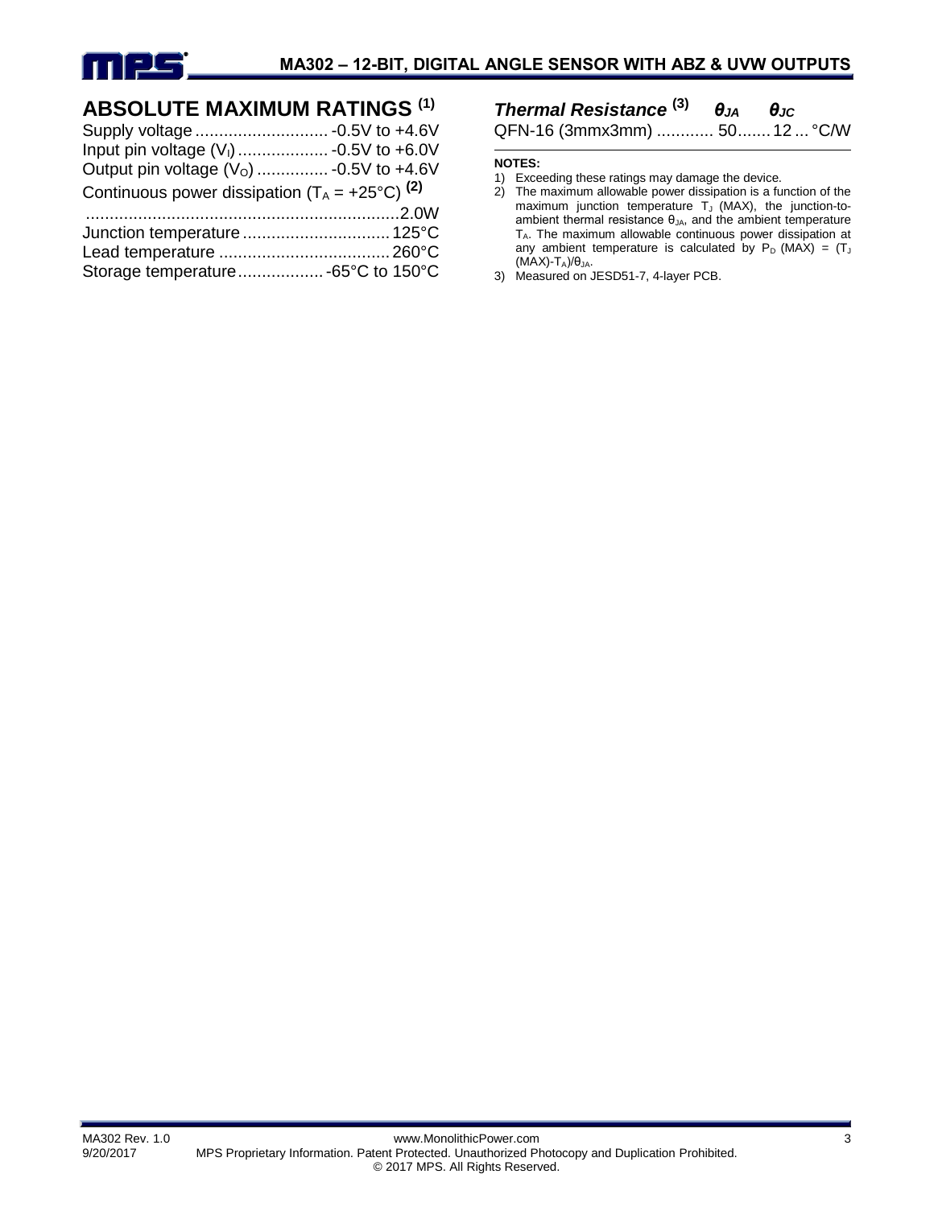## ABSOLUTE MAXIMUM RATINGS [1]

Supply voltage ............................ -0.5V to +4.6V
Input pin voltage ($V_I$) ................... -0.5V to +6.0V
Output pin voltage ($V_O$) ............... -0.5V to +4.6V
Continuous power dissipation ($T_A$ = +25°C) [2]
.................................................................2.0W
Junction temperature ............................... 125°C
Lead temperature .................................... 260°C
Storage temperature.................. -65°C to 150°C

### *Thermal Resistance* [3]

| | $\theta_{JA}$ | $\theta_{JC}$ | |
|---|---|---|---|
| QFN-16 (3mmx3mm) | 50 | 12 | °C/W |

**NOTES:**

1) Exceeding these ratings may damage the device.
2) The maximum allowable power dissipation is a function of the maximum junction temperature $T_J$ (MAX), the junction-to-ambient thermal resistance $\theta_{JA}$, and the ambient temperature $T_A$. The maximum allowable continuous power dissipation at any ambient temperature is calculated by $P_D$ (MAX) = ($T_J$ (MAX)-$T_A$)/$\theta_{JA}$.
3) Measured on JESD51-7, 4-layer PCB.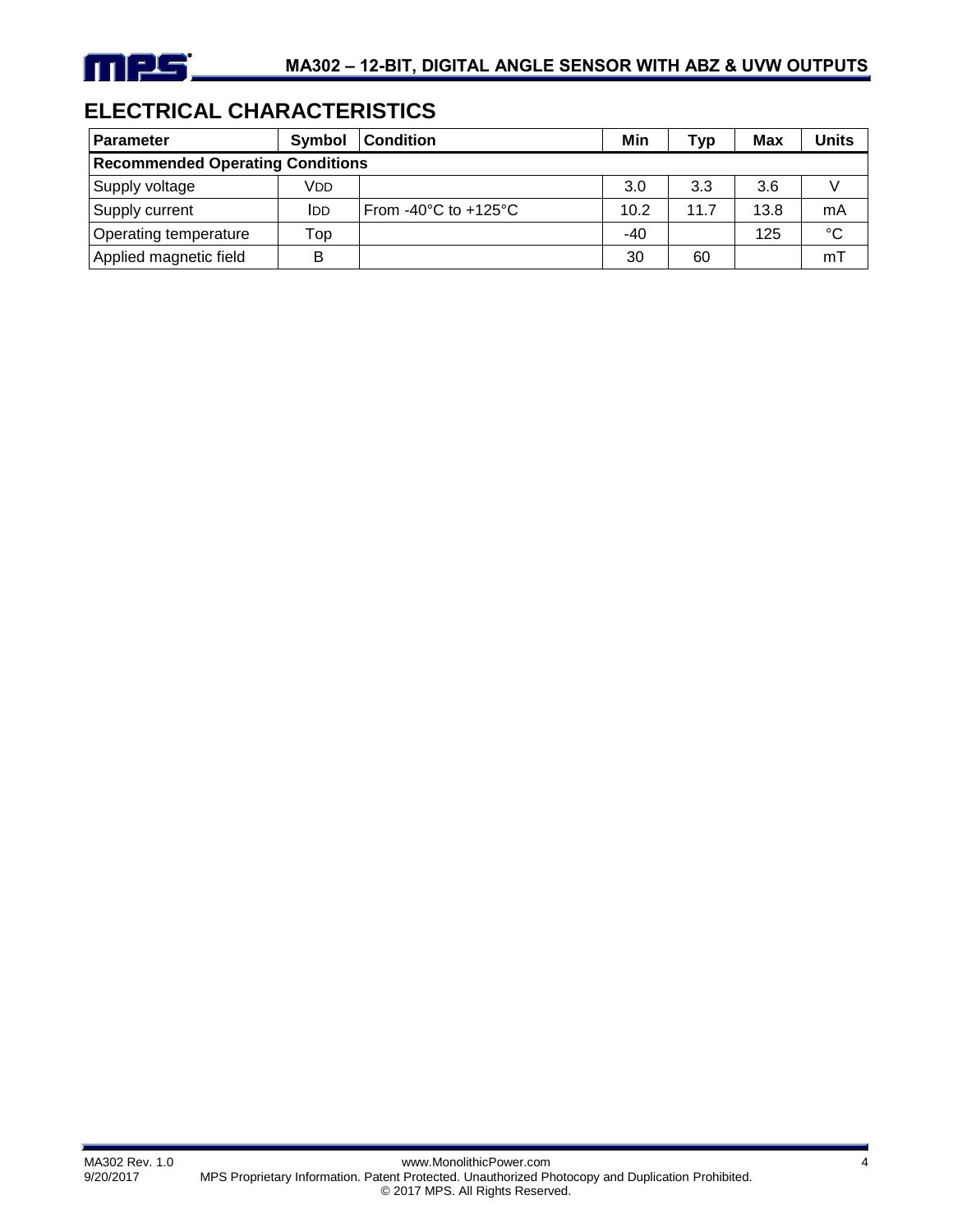## ELECTRICAL CHARACTERISTICS

| Parameter | Symbol | Condition | Min | Typ | Max | Units |
|---|---|---|---|---|---|---|
| **Recommended Operating Conditions** | | | | | | |
| Supply voltage | $V_{DD}$ | | 3.0 | 3.3 | 3.6 | V |
| Supply current | $I_{DD}$ | From -40°C to +125°C | 10.2 | 11.7 | 13.8 | mA |
| Operating temperature | Top | | -40 | | 125 | °C |
| Applied magnetic field | B | | 30 | 60 | | mT |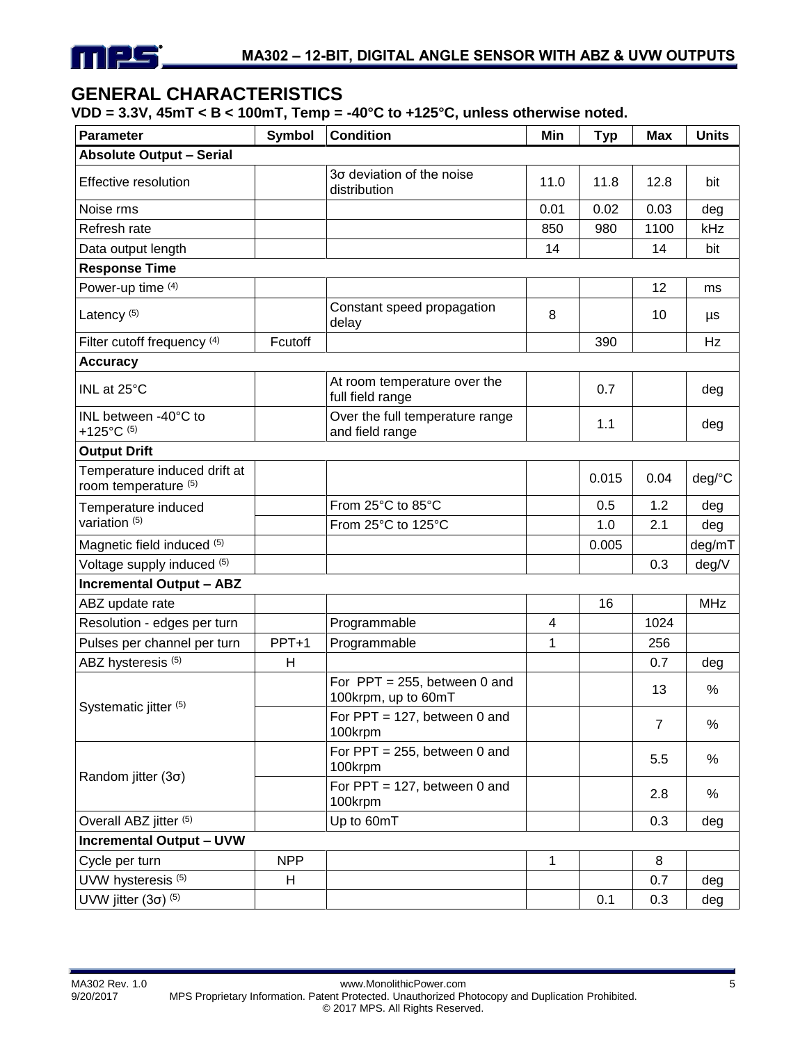## GENERAL CHARACTERISTICS

**VDD = 3.3V, 45mT < B < 100mT, Temp = -40°C to +125°C, unless otherwise noted.**

| Parameter | Symbol | Condition | Min | Typ | Max | Units |
|---|---|---|---|---|---|---|
| **Absolute Output – Serial** | | | | | | |
| Effective resolution | | 3σ deviation of the noise distribution | 11.0 | 11.8 | 12.8 | bit |
| Noise rms | | | 0.01 | 0.02 | 0.03 | deg |
| Refresh rate | | | 850 | 980 | 1100 | kHz |
| Data output length | | | 14 | | 14 | bit |
| **Response Time** | | | | | | |
| Power-up time (4) | | | | | 12 | ms |
| Latency (5) | | Constant speed propagation delay | 8 | | 10 | µs |
| Filter cutoff frequency (4) | Fcutoff | | | 390 | | Hz |
| **Accuracy** | | | | | | |
| INL at 25°C | | At room temperature over the full field range | | 0.7 | | deg |
| INL between -40°C to +125°C (5) | | Over the full temperature range and field range | | 1.1 | | deg |
| **Output Drift** | | | | | | |
| Temperature induced drift at room temperature (5) | | | | 0.015 | 0.04 | deg/°C |
| Temperature induced variation (5) | | From 25°C to 85°C | | 0.5 | 1.2 | deg |
| | | From 25°C to 125°C | | 1.0 | 2.1 | deg |
| Magnetic field induced (5) | | | | 0.005 | | deg/mT |
| Voltage supply induced (5) | | | | | 0.3 | deg/V |
| **Incremental Output – ABZ** | | | | | | |
| ABZ update rate | | | | 16 | | MHz |
| Resolution - edges per turn | | Programmable | 4 | | 1024 | |
| Pulses per channel per turn | PPT+1 | Programmable | 1 | | 256 | |
| ABZ hysteresis (5) | H | | | | 0.7 | deg |
| Systematic jitter (5) | | For PPT = 255, between 0 and 100krpm, up to 60mT | | | 13 | % |
| | | For PPT = 127, between 0 and 100krpm | | | 7 | % |
| Random jitter (3σ) | | For PPT = 255, between 0 and 100krpm | | | 5.5 | % |
| | | For PPT = 127, between 0 and 100krpm | | | 2.8 | % |
| Overall ABZ jitter (5) | | Up to 60mT | | | 0.3 | deg |
| **Incremental Output – UVW** | | | | | | |
| Cycle per turn | NPP | | 1 | | 8 | |
| UVW hysteresis (5) | H | | | | 0.7 | deg |
| UVW jitter (3σ) (5) | | | | 0.1 | 0.3 | deg |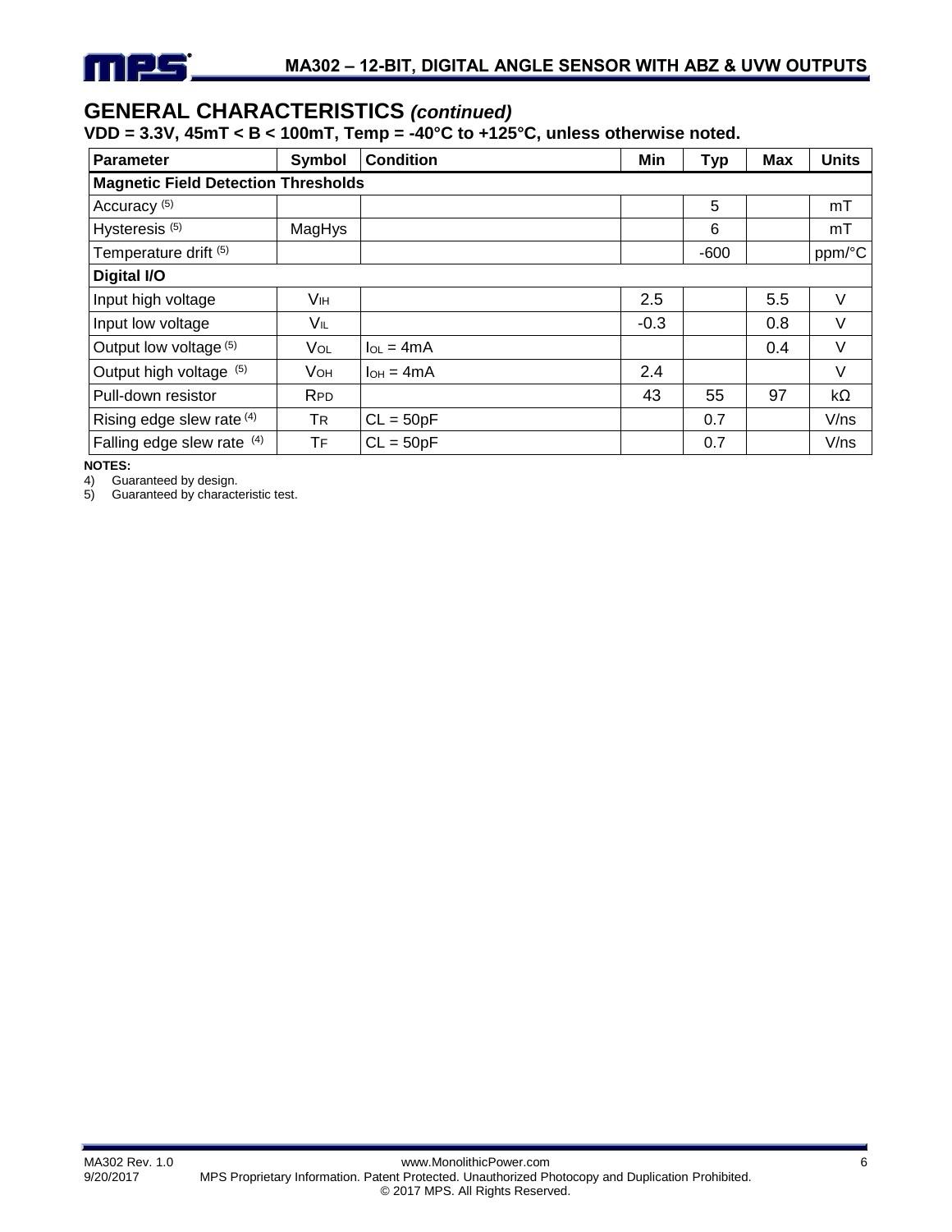## GENERAL CHARACTERISTICS *(continued)*

**VDD = 3.3V, 45mT < B < 100mT, Temp = -40°C to +125°C, unless otherwise noted.**

| Parameter | Symbol | Condition | Min | Typ | Max | Units |
|---|---|---|---|---|---|---|
| **Magnetic Field Detection Thresholds** | | | | | | |
| Accuracy (5) | | | | 5 | | mT |
| Hysteresis (5) | MagHys | | | 6 | | mT |
| Temperature drift (5) | | | | -600 | | ppm/°C |
| **Digital I/O** | | | | | | |
| Input high voltage | $V_{IH}$ | | 2.5 | | 5.5 | V |
| Input low voltage | $V_{IL}$ | | -0.3 | | 0.8 | V |
| Output low voltage (5) | $V_{OL}$ | $I_{OL}$ = 4mA | | | 0.4 | V |
| Output high voltage (5) | $V_{OH}$ | $I_{OH}$ = 4mA | 2.4 | | | V |
| Pull-down resistor | $R_{PD}$ | | 43 | 55 | 97 | kΩ |
| Rising edge slew rate (4) | $T_R$ | CL = 50pF | | 0.7 | | V/ns |
| Falling edge slew rate (4) | $T_F$ | CL = 50pF | | 0.7 | | V/ns |

**NOTES:**

4) Guaranteed by design.
5) Guaranteed by characteristic test.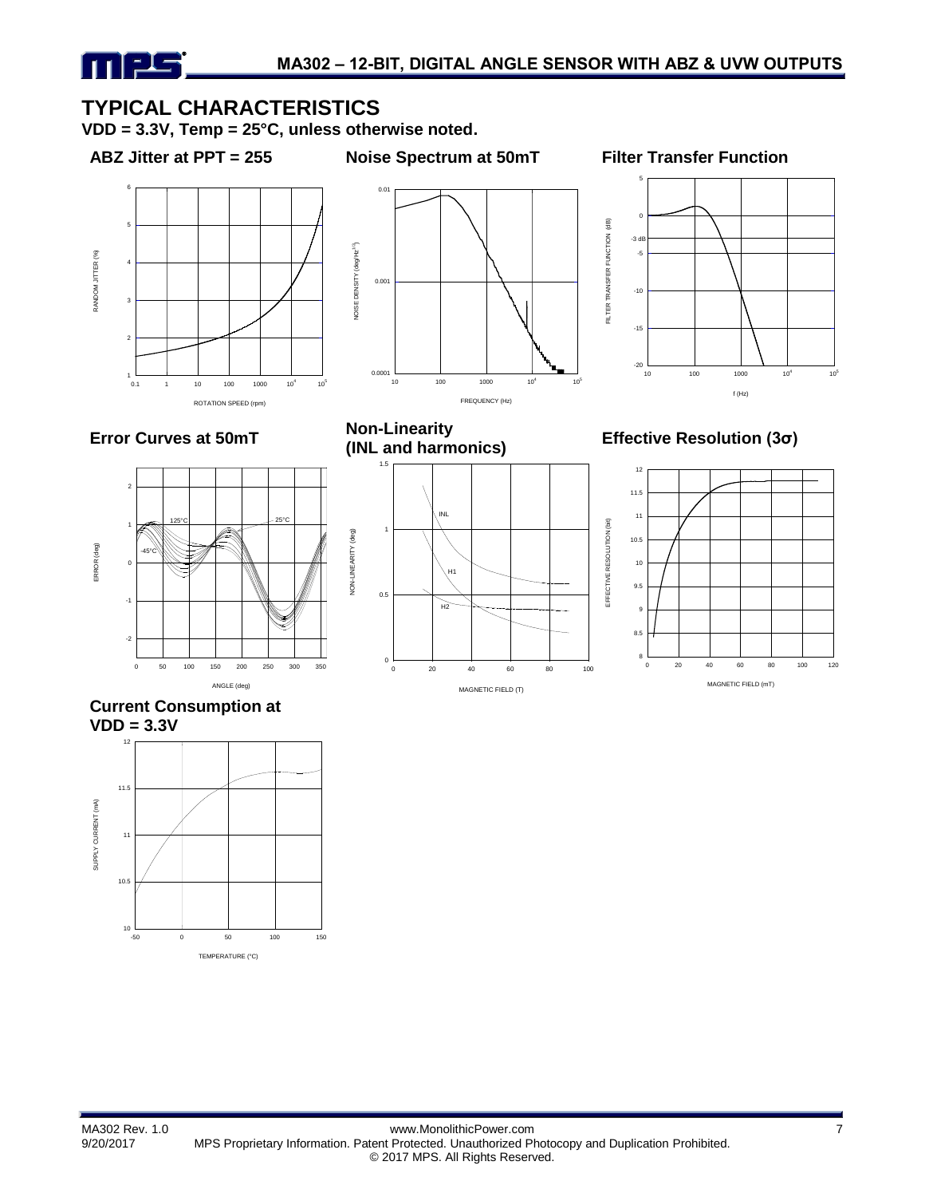## TYPICAL CHARACTERISTICS

**VDD = 3.3V, Temp = 25°C, unless otherwise noted.**

### ABZ Jitter at PPT = 255

### Noise Spectrum at 50mT

### Filter Transfer Function

### Error Curves at 50mT

### Non-Linearity (INL and harmonics)

### Effective Resolution (3σ)

### Current Consumption at VDD = 3.3V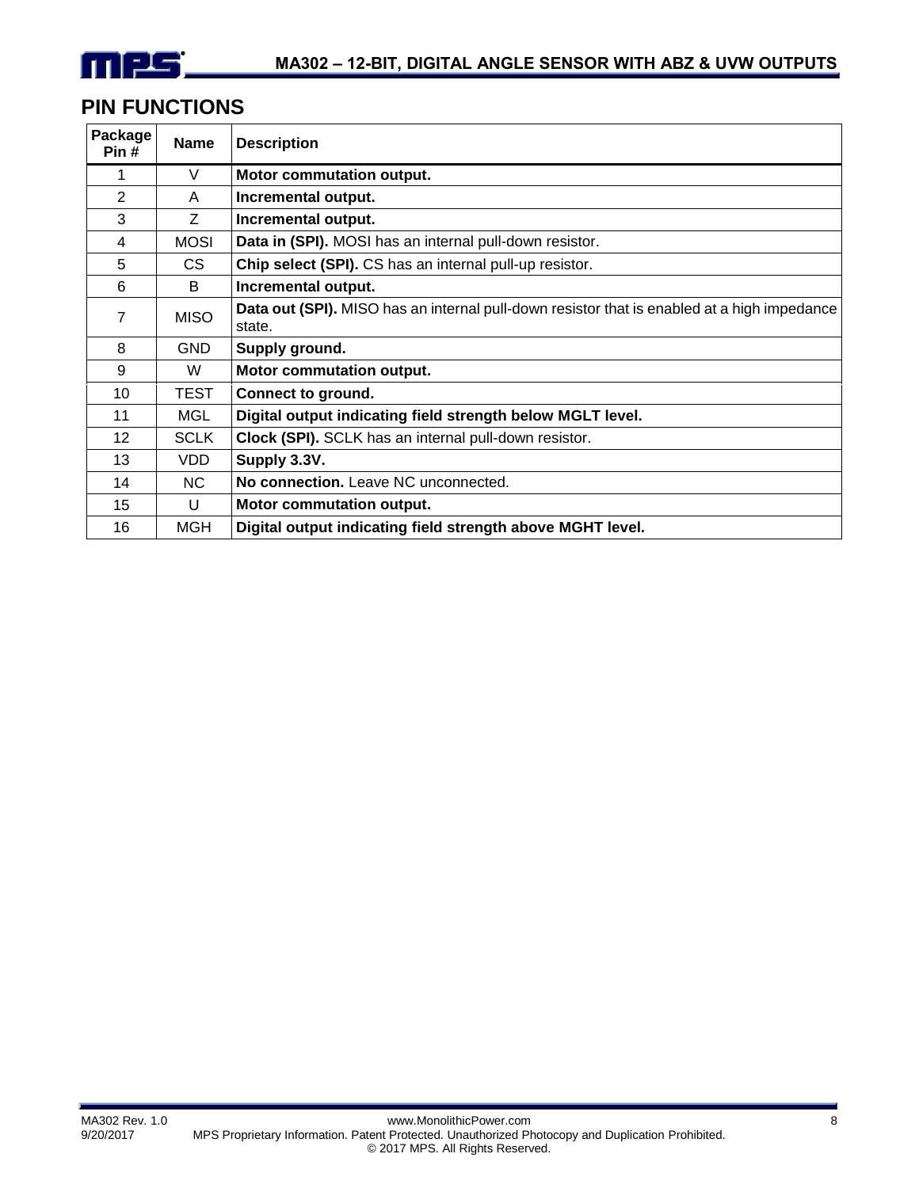## PIN FUNCTIONS

| Package Pin # | Name | Description |
|---|---|---|
| 1 | V | **Motor commutation output.** |
| 2 | A | **Incremental output.** |
| 3 | Z | **Incremental output.** |
| 4 | MOSI | **Data in (SPI).** MOSI has an internal pull-down resistor. |
| 5 | CS | **Chip select (SPI).** CS has an internal pull-up resistor. |
| 6 | B | **Incremental output.** |
| 7 | MISO | **Data out (SPI).** MISO has an internal pull-down resistor that is enabled at a high impedance state. |
| 8 | GND | **Supply ground.** |
| 9 | W | **Motor commutation output.** |
| 10 | TEST | **Connect to ground.** |
| 11 | MGL | **Digital output indicating field strength below MGLT level.** |
| 12 | SCLK | **Clock (SPI).** SCLK has an internal pull-down resistor. |
| 13 | VDD | **Supply 3.3V.** |
| 14 | NC | **No connection.** Leave NC unconnected. |
| 15 | U | **Motor commutation output.** |
| 16 | MGH | **Digital output indicating field strength above MGHT level.** |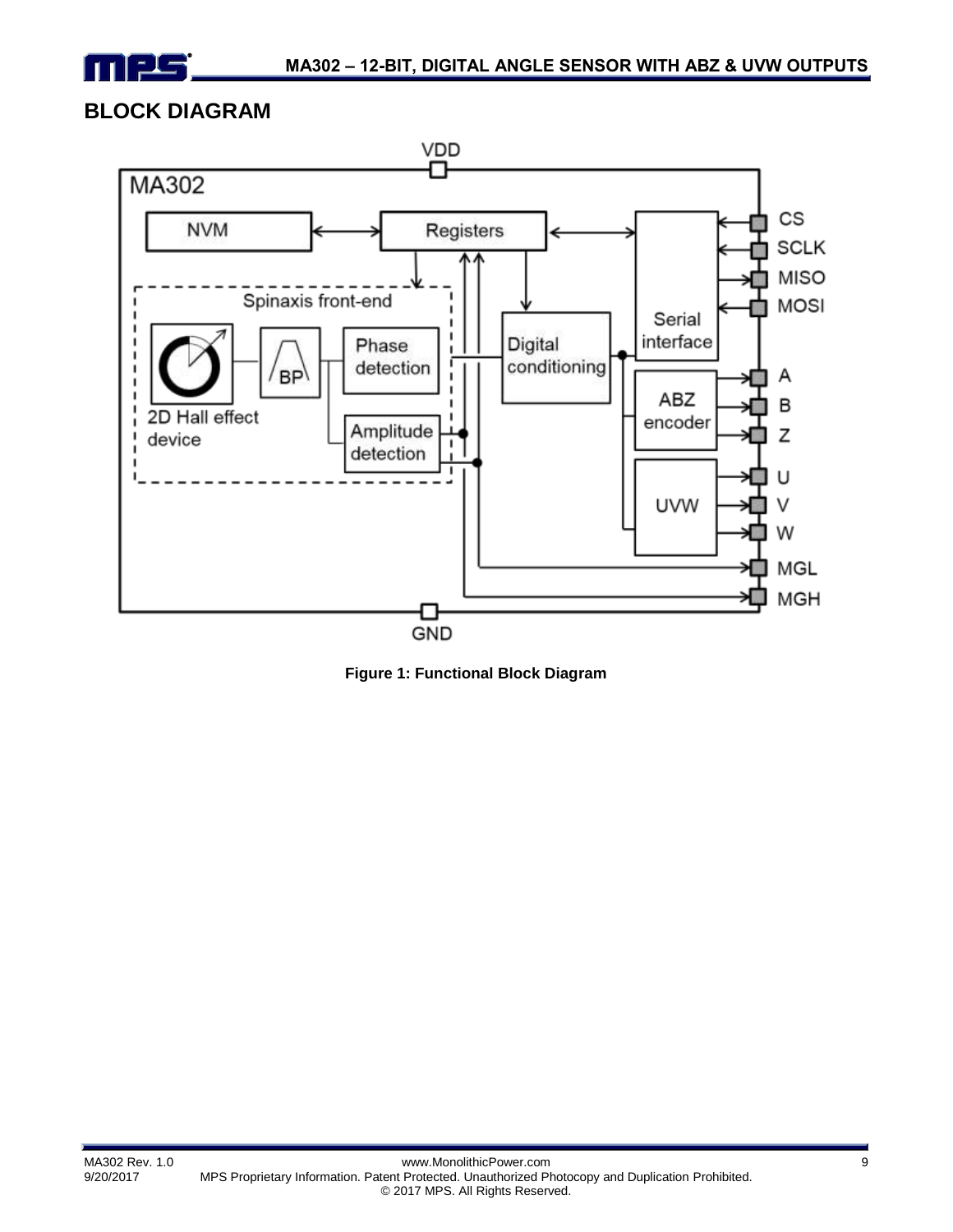## BLOCK DIAGRAM

**Figure 1: Functional Block Diagram**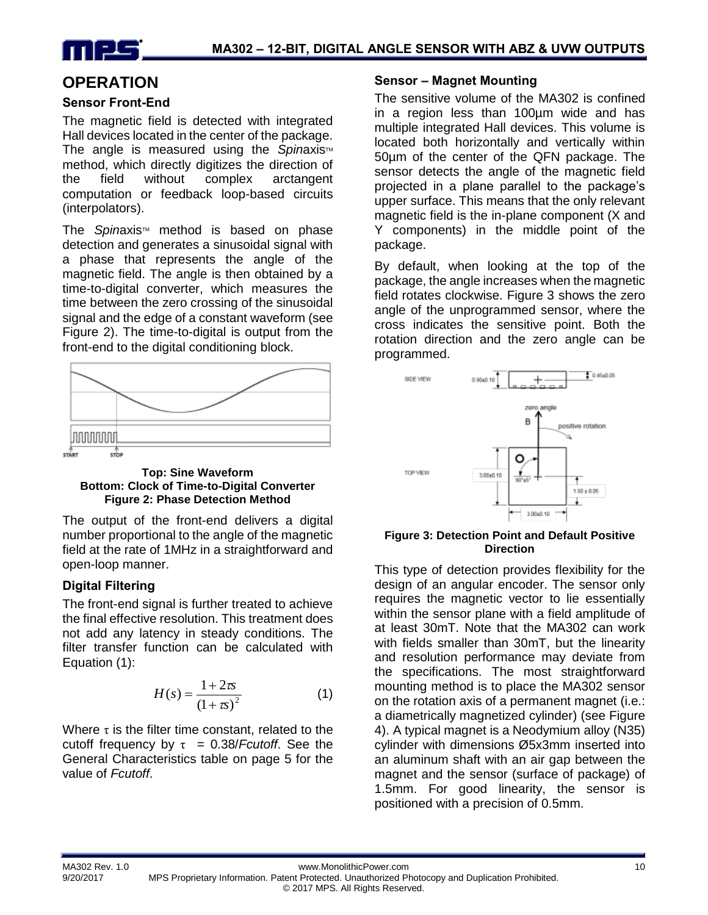## OPERATION

### Sensor Front-End

The magnetic field is detected with integrated Hall devices located in the center of the package. The angle is measured using the *Spin*axis™ method, which directly digitizes the direction of the field without complex arctangent computation or feedback loop-based circuits (interpolators).

The *Spin*axis™ method is based on phase detection and generates a sinusoidal signal with a phase that represents the angle of the magnetic field. The angle is then obtained by a time-to-digital converter, which measures the time between the zero crossing of the sinusoidal signal and the edge of a constant waveform (see Figure 2). The time-to-digital is output from the front-end to the digital conditioning block.

**Top: Sine Waveform**
**Bottom: Clock of Time-to-Digital Converter**
**Figure 2: Phase Detection Method**

The output of the front-end delivers a digital number proportional to the angle of the magnetic field at the rate of 1MHz in a straightforward and open-loop manner.

### Digital Filtering

The front-end signal is further treated to achieve the final effective resolution. This treatment does not add any latency in steady conditions. The filter transfer function can be calculated with Equation (1):

$$H(s) = \frac{1 + 2\tau s}{(1 + \tau s)^2} \quad (1)$$

Where $\tau$ is the filter time constant, related to the cutoff frequency by $\tau$ = 0.38/*Fcutoff*. See the General Characteristics table on page 5 for the value of *Fcutoff*.

### Sensor – Magnet Mounting

The sensitive volume of the MA302 is confined in a region less than 100µm wide and has multiple integrated Hall devices. This volume is located both horizontally and vertically within 50µm of the center of the QFN package. The sensor detects the angle of the magnetic field projected in a plane parallel to the package's upper surface. This means that the only relevant magnetic field is the in-plane component (X and Y components) in the middle point of the package.

By default, when looking at the top of the package, the angle increases when the magnetic field rotates clockwise. Figure 3 shows the zero angle of the unprogrammed sensor, where the cross indicates the sensitive point. Both the rotation direction and the zero angle can be programmed.

**Figure 3: Detection Point and Default Positive Direction**

This type of detection provides flexibility for the design of an angular encoder. The sensor only requires the magnetic vector to lie essentially within the sensor plane with a field amplitude of at least 30mT. Note that the MA302 can work with fields smaller than 30mT, but the linearity and resolution performance may deviate from the specifications. The most straightforward mounting method is to place the MA302 sensor on the rotation axis of a permanent magnet (i.e.: a diametrically magnetized cylinder) (see Figure 4). A typical magnet is a Neodymium alloy (N35) cylinder with dimensions Ø5x3mm inserted into an aluminum shaft with an air gap between the magnet and the sensor (surface of package) of 1.5mm. For good linearity, the sensor is positioned with a precision of 0.5mm.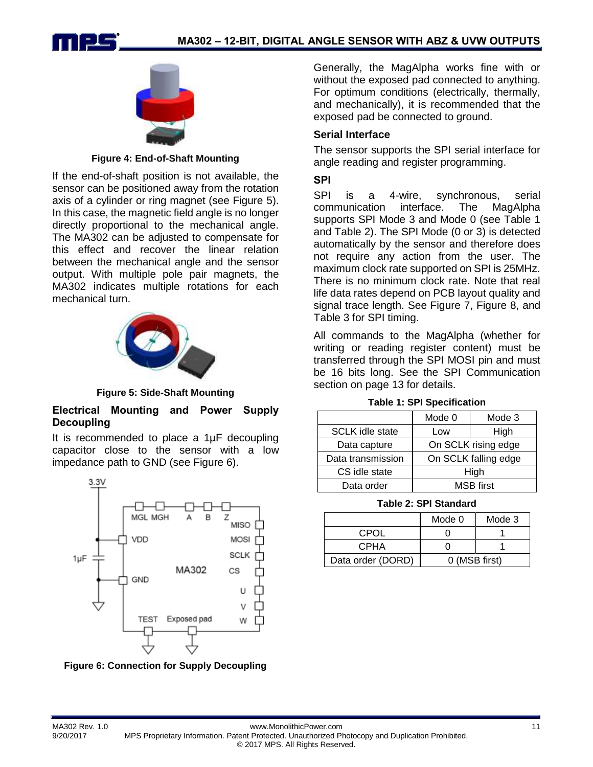Figure 4: End-of-Shaft Mounting

If the end-of-shaft position is not available, the sensor can be positioned away from the rotation axis of a cylinder or ring magnet (see Figure 5). In this case, the magnetic field angle is no longer directly proportional to the mechanical angle. The MA302 can be adjusted to compensate for this effect and recover the linear relation between the mechanical angle and the sensor output. With multiple pole pair magnets, the MA302 indicates multiple rotations for each mechanical turn.

Figure 5: Side-Shaft Mounting

## Electrical Mounting and Power Supply Decoupling

It is recommended to place a 1µF decoupling capacitor close to the sensor with a low impedance path to GND (see Figure 6).

Figure 6: Connection for Supply Decoupling

Generally, the MagAlpha works fine with or without the exposed pad connected to anything. For optimum conditions (electrically, thermally, and mechanically), it is recommended that the exposed pad be connected to ground.

## Serial Interface

The sensor supports the SPI serial interface for angle reading and register programming.

### SPI

SPI is a 4-wire, synchronous, serial communication interface. The MagAlpha supports SPI Mode 3 and Mode 0 (see Table 1 and Table 2). The SPI Mode (0 or 3) is detected automatically by the sensor and therefore does not require any action from the user. The maximum clock rate supported on SPI is 25MHz. There is no minimum clock rate. Note that real life data rates depend on PCB layout quality and signal trace length. See Figure 7, Figure 8, and Table 3 for SPI timing.

All commands to the MagAlpha (whether for writing or reading register content) must be transferred through the SPI MOSI pin and must be 16 bits long. See the SPI Communication section on page 13 for details.

**Table 1: SPI Specification**

| | Mode 0 | Mode 3 |
|---|---|---|
| SCLK idle state | Low | High |
| Data capture | On SCLK rising edge | |
| Data transmission | On SCLK falling edge | |
| CS idle state | High | |
| Data order | MSB first | |

**Table 2: SPI Standard**

| | Mode 0 | Mode 3 |
|---|---|---|
| CPOL | 0 | 1 |
| CPHA | 0 | 1 |
| Data order (DORD) | 0 (MSB first) | |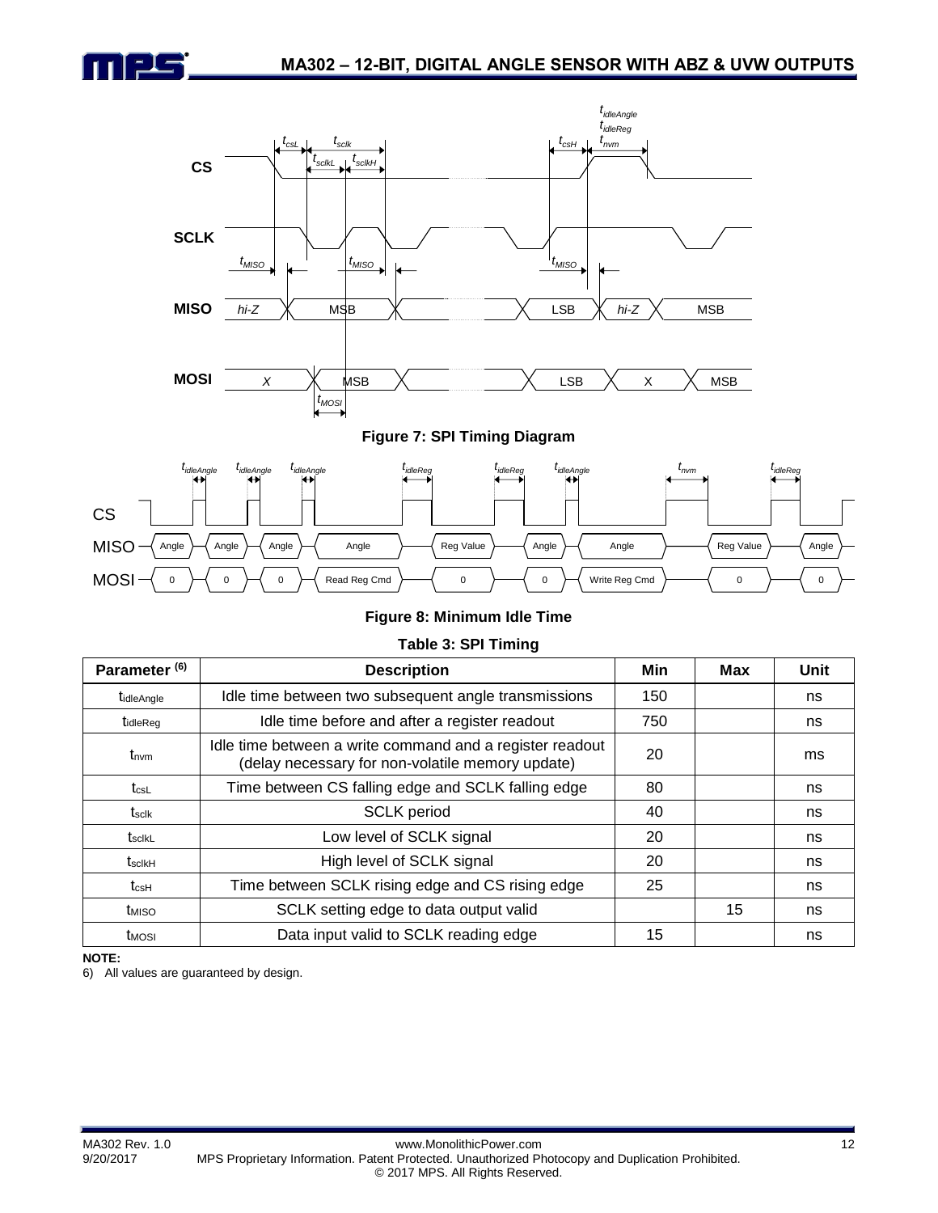Figure 7: SPI Timing Diagram

Figure 8: Minimum Idle Time

**Table 3: SPI Timing**

| Parameter [6] | Description | Min | Max | Unit |
|---|---|---|---|---|
| $t_{idleAngle}$ | Idle time between two subsequent angle transmissions | 150 | | ns |
| $t_{idleReg}$ | Idle time before and after a register readout | 750 | | ns |
| $t_{nvm}$ | Idle time between a write command and a register readout (delay necessary for non-volatile memory update) | 20 | | ms |
| $t_{csL}$ | Time between CS falling edge and SCLK falling edge | 80 | | ns |
| $t_{sclk}$ | SCLK period | 40 | | ns |
| $t_{sclkL}$ | Low level of SCLK signal | 20 | | ns |
| $t_{sclkH}$ | High level of SCLK signal | 20 | | ns |
| $t_{csH}$ | Time between SCLK rising edge and CS rising edge | 25 | | ns |
| $t_{MISO}$ | SCLK setting edge to data output valid | | 15 | ns |
| $t_{MOSI}$ | Data input valid to SCLK reading edge | 15 | | ns |

**NOTE:**

6) All values are guaranteed by design.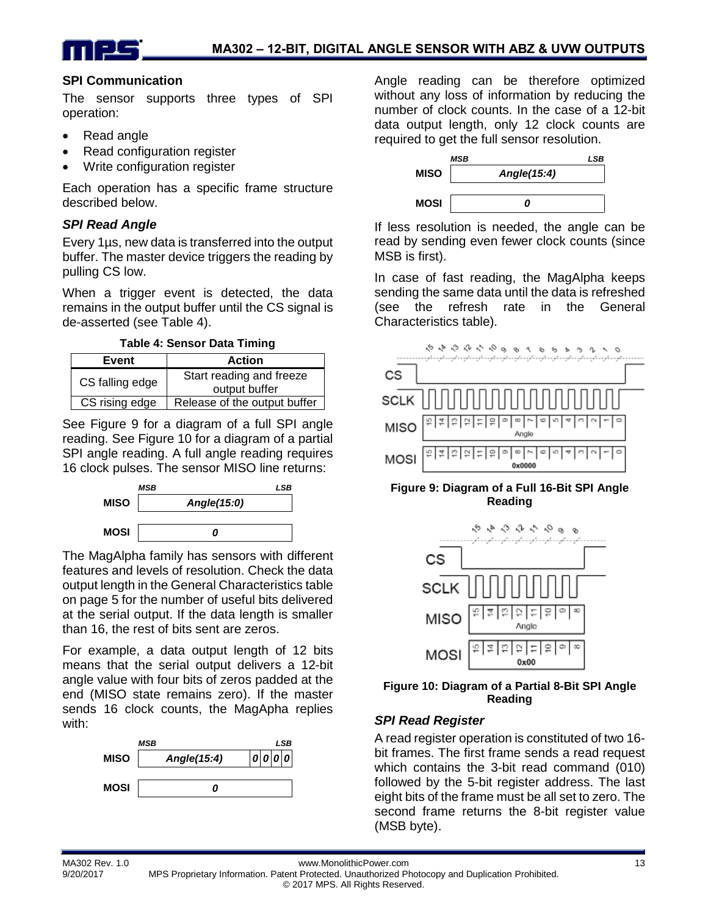## SPI Communication

The sensor supports three types of SPI operation:

- Read angle
- Read configuration register
- Write configuration register

Each operation has a specific frame structure described below.

### *SPI Read Angle*

Every 1µs, new data is transferred into the output buffer. The master device triggers the reading by pulling CS low.

When a trigger event is detected, the data remains in the output buffer until the CS signal is de-asserted (see Table 4).

**Table 4: Sensor Data Timing**

| Event | Action |
|---|---|
| CS falling edge | Start reading and freeze output buffer |
| CS rising edge | Release of the output buffer |

See Figure 9 for a diagram of a full SPI angle reading. See Figure 10 for a diagram of a partial SPI angle reading. A full angle reading requires 16 clock pulses. The sensor MISO line returns:

| | MSB … LSB |
|---|---|
| MISO | *Angle(15:0)* |
| MOSI | *0* |

The MagAlpha family has sensors with different features and levels of resolution. Check the data output length in the General Characteristics table on page 5 for the number of useful bits delivered at the serial output. If the data length is smaller than 16, the rest of bits sent are zeros.

For example, a data output length of 12 bits means that the serial output delivers a 12-bit angle value with four bits of zeros padded at the end (MISO state remains zero). If the master sends 16 clock counts, the MagApha replies with:

| | MSB … LSB |
|---|---|
| MISO | *Angle(15:4)* *0 0 0 0* |
| MOSI | *0* |

Angle reading can be therefore optimized without any loss of information by reducing the number of clock counts. In the case of a 12-bit data output length, only 12 clock counts are required to get the full sensor resolution.

| | MSB … LSB |
|---|---|
| MISO | *Angle(15:4)* |
| MOSI | *0* |

If less resolution is needed, the angle can be read by sending even fewer clock counts (since MSB is first).

In case of fast reading, the MagAlpha keeps sending the same data until the data is refreshed (see the refresh rate in the General Characteristics table).

**Figure 9: Diagram of a Full 16-Bit SPI Angle Reading**

**Figure 10: Diagram of a Partial 8-Bit SPI Angle Reading**

### *SPI Read Register*

A read register operation is constituted of two 16-bit frames. The first frame sends a read request which contains the 3-bit read command (010) followed by the 5-bit register address. The last eight bits of the frame must be all set to zero. The second frame returns the 8-bit register value (MSB byte).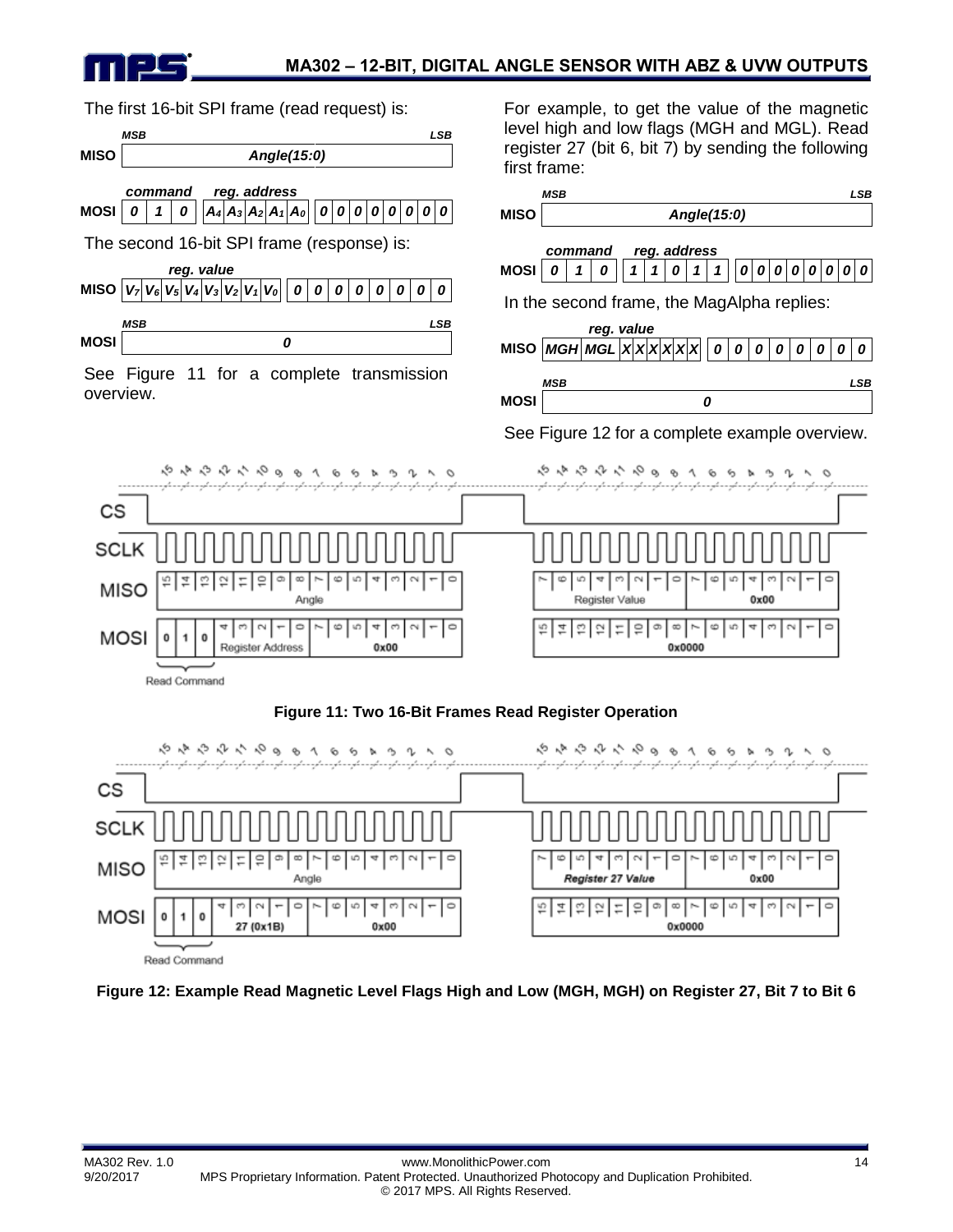The first 16-bit SPI frame (read request) is:

| | MSB | | | | | | | | | | | | | | | LSB |
|---|---|---|---|---|---|---|---|---|---|---|---|---|---|---|---|---|
| MISO | *Angle(15:0)* | | | | | | | | | | | | | | | |

| | command | | | reg. address | | | | | | | | | | | | |
|---|---|---|---|---|---|---|---|---|---|---|---|---|---|---|---|---|
| MOSI | 0 | 1 | 0 | $A_4$ | $A_3$ | $A_2$ | $A_1$ | $A_0$ | 0 | 0 | 0 | 0 | 0 | 0 | 0 | 0 |

The second 16-bit SPI frame (response) is:

| | reg. value | | | | | | | | | | | | | | | |
|---|---|---|---|---|---|---|---|---|---|---|---|---|---|---|---|---|
| MISO | $V_7$ | $V_6$ | $V_5$ | $V_4$ | $V_3$ | $V_2$ | $V_1$ | $V_0$ | 0 | 0 | 0 | 0 | 0 | 0 | 0 | 0 |

| | MSB | | | | | | | | | | | | | | | LSB |
|---|---|---|---|---|---|---|---|---|---|---|---|---|---|---|---|---|
| MOSI | *0* | | | | | | | | | | | | | | | |

See Figure 11 for a complete transmission overview.

For example, to get the value of the magnetic level high and low flags (MGH and MGL). Read register 27 (bit 6, bit 7) by sending the following first frame:

| | MSB | | | | | | | | | | | | | | | LSB |
|---|---|---|---|---|---|---|---|---|---|---|---|---|---|---|---|---|
| MISO | *Angle(15:0)* | | | | | | | | | | | | | | | |

| | command | | | reg. address | | | | | | | | | | | | |
|---|---|---|---|---|---|---|---|---|---|---|---|---|---|---|---|---|
| MOSI | 0 | 1 | 0 | 1 | 1 | 0 | 1 | 1 | 0 | 0 | 0 | 0 | 0 | 0 | 0 | 0 |

In the second frame, the MagAlpha replies:

| | reg. value | | | | | | | | | | | | | | | |
|---|---|---|---|---|---|---|---|---|---|---|---|---|---|---|---|---|
| MISO | MGH | MGL | X | X | X | X | X | X | 0 | 0 | 0 | 0 | 0 | 0 | 0 | 0 |

| | MSB | | | | | | | | | | | | | | | LSB |
|---|---|---|---|---|---|---|---|---|---|---|---|---|---|---|---|---|
| MOSI | *0* | | | | | | | | | | | | | | | |

See Figure 12 for a complete example overview.

**Figure 11: Two 16-Bit Frames Read Register Operation**

**Figure 12: Example Read Magnetic Level Flags High and Low (MGH, MGH) on Register 27, Bit 7 to Bit 6**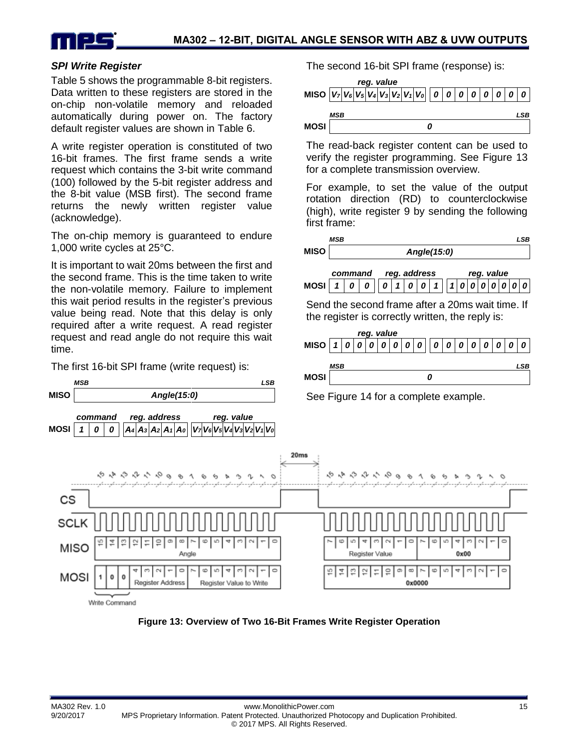### SPI Write Register

Table 5 shows the programmable 8-bit registers. Data written to these registers are stored in the on-chip non-volatile memory and reloaded automatically during power on. The factory default register values are shown in Table 6.

A write register operation is constituted of two 16-bit frames. The first frame sends a write request which contains the 3-bit write command (100) followed by the 5-bit register address and the 8-bit value (MSB first). The second frame returns the newly written register value (acknowledge).

The on-chip memory is guaranteed to endure 1,000 write cycles at 25°C.

It is important to wait 20ms between the first and the second frame. This is the time taken to write the non-volatile memory. Failure to implement this wait period results in the register's previous value being read. Note that this delay is only required after a write request. A read register request and read angle do not require this wait time.

The first 16-bit SPI frame (write request) is:

| | MSB … LSB |
|---|---|
| MISO | *Angle(15:0)* |

| | command | | | reg. address | | | | | reg. value | | | | | | | |
|---|---|---|---|---|---|---|---|---|---|---|---|---|---|---|---|---|
| MOSI | 1 | 0 | 0 | $A_4$ | $A_3$ | $A_2$ | $A_1$ | $A_0$ | $V_7$ | $V_6$ | $V_5$ | $V_4$ | $V_3$ | $V_2$ | $V_1$ | $V_0$ |

The second 16-bit SPI frame (response) is:

| | reg. value | | | | | | | | | | | | | | | |
|---|---|---|---|---|---|---|---|---|---|---|---|---|---|---|---|---|
| MISO | $V_7$ | $V_6$ | $V_5$ | $V_4$ | $V_3$ | $V_2$ | $V_1$ | $V_0$ | 0 | 0 | 0 | 0 | 0 | 0 | 0 | 0 |

| | MSB … LSB |
|---|---|
| MOSI | *0* |

The read-back register content can be used to verify the register programming. See Figure 13 for a complete transmission overview.

For example, to set the value of the output rotation direction (RD) to counterclockwise (high), write register 9 by sending the following first frame:

| | MSB … LSB |
|---|---|
| MISO | *Angle(15:0)* |

| | command | | | reg. address | | | | | reg. value | | | | | | | |
|---|---|---|---|---|---|---|---|---|---|---|---|---|---|---|---|---|
| MOSI | 1 | 0 | 0 | 0 | 1 | 0 | 0 | 1 | 1 | 0 | 0 | 0 | 0 | 0 | 0 | 0 |

Send the second frame after a 20ms wait time. If the register is correctly written, the reply is:

| | reg. value | | | | | | | | | | | | | | | |
|---|---|---|---|---|---|---|---|---|---|---|---|---|---|---|---|---|
| MISO | 1 | 0 | 0 | 0 | 0 | 0 | 0 | 0 | 0 | 0 | 0 | 0 | 0 | 0 | 0 | 0 |

| | MSB … LSB |
|---|---|
| MOSI | *0* |

See Figure 14 for a complete example.

**Figure 13: Overview of Two 16-Bit Frames Write Register Operation**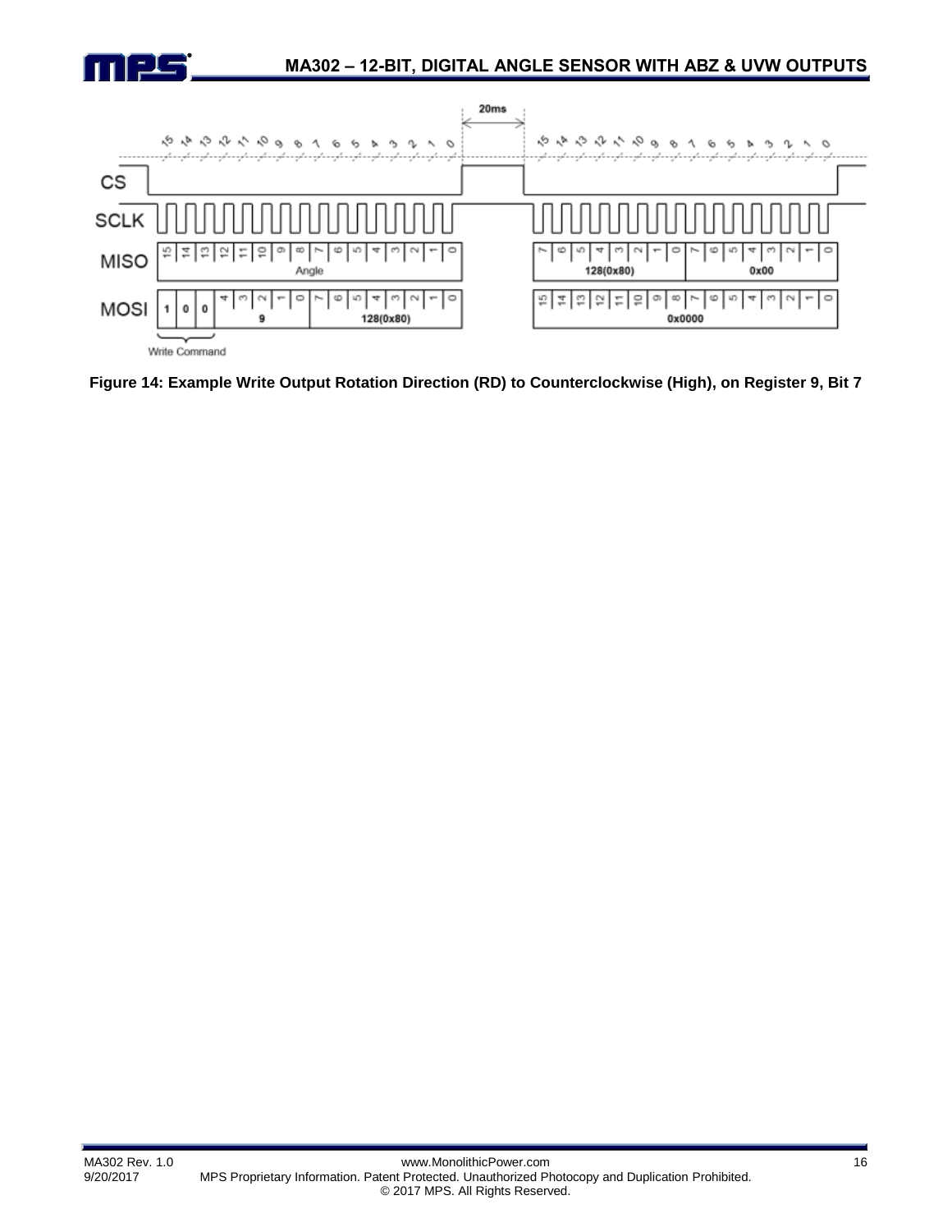Figure 14: Example Write Output Rotation Direction (RD) to Counterclockwise (High), on Register 9, Bit 7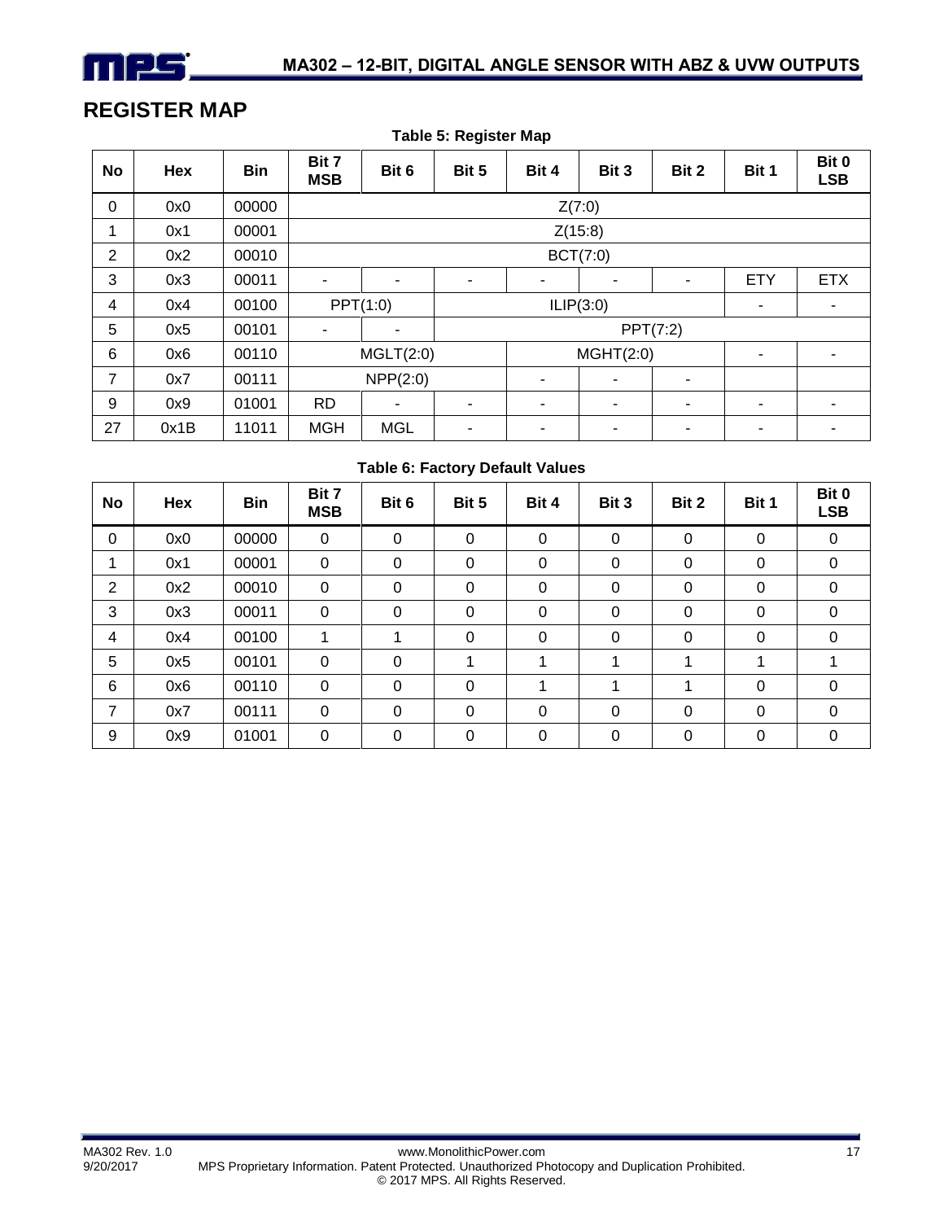## REGISTER MAP

**Table 5: Register Map**

| No | Hex | Bin | Bit 7 MSB | Bit 6 | Bit 5 | Bit 4 | Bit 3 | Bit 2 | Bit 1 | Bit 0 LSB |
|---|---|---|---|---|---|---|---|---|---|---|
| 0 | 0x0 | 00000 | Z(7:0) | | | | | | | |
| 1 | 0x1 | 00001 | Z(15:8) | | | | | | | |
| 2 | 0x2 | 00010 | BCT(7:0) | | | | | | | |
| 3 | 0x3 | 00011 | - | - | - | - | - | - | ETY | ETX |
| 4 | 0x4 | 00100 | PPT(1:0) | | ILIP(3:0) | | | | - | - |
| 5 | 0x5 | 00101 | - | - | PPT(7:2) | | | | | |
| 6 | 0x6 | 00110 | MGLT(2:0) | | | MGHT(2:0) | | | - | - |
| 7 | 0x7 | 00111 | NPP(2:0) | | | - | - | - | | |
| 9 | 0x9 | 01001 | RD | - | - | - | - | - | - | - |
| 27 | 0x1B | 11011 | MGH | MGL | - | - | - | - | - | - |

**Table 6: Factory Default Values**

| No | Hex | Bin | Bit 7 MSB | Bit 6 | Bit 5 | Bit 4 | Bit 3 | Bit 2 | Bit 1 | Bit 0 LSB |
|---|---|---|---|---|---|---|---|---|---|---|
| 0 | 0x0 | 00000 | 0 | 0 | 0 | 0 | 0 | 0 | 0 | 0 |
| 1 | 0x1 | 00001 | 0 | 0 | 0 | 0 | 0 | 0 | 0 | 0 |
| 2 | 0x2 | 00010 | 0 | 0 | 0 | 0 | 0 | 0 | 0 | 0 |
| 3 | 0x3 | 00011 | 0 | 0 | 0 | 0 | 0 | 0 | 0 | 0 |
| 4 | 0x4 | 00100 | 1 | 1 | 0 | 0 | 0 | 0 | 0 | 0 |
| 5 | 0x5 | 00101 | 0 | 0 | 1 | 1 | 1 | 1 | 1 | 1 |
| 6 | 0x6 | 00110 | 0 | 0 | 0 | 1 | 1 | 1 | 0 | 0 |
| 7 | 0x7 | 00111 | 0 | 0 | 0 | 0 | 0 | 0 | 0 | 0 |
| 9 | 0x9 | 01001 | 0 | 0 | 0 | 0 | 0 | 0 | 0 | 0 |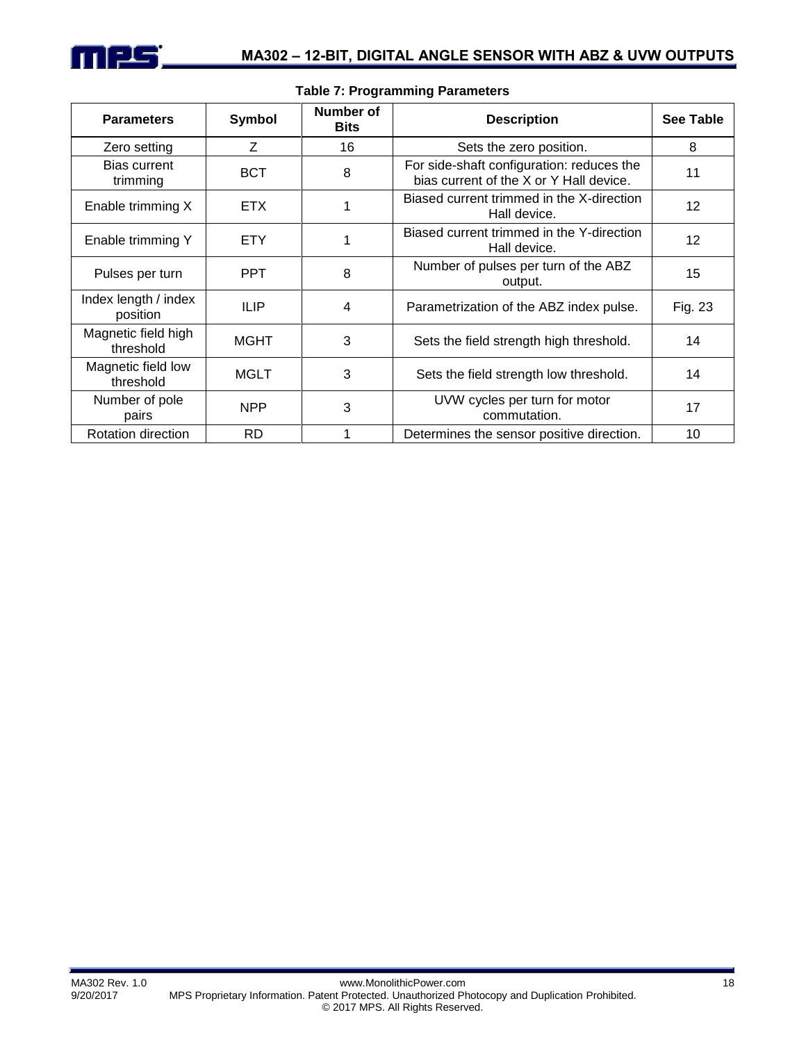**Table 7: Programming Parameters**

| Parameters | Symbol | Number of Bits | Description | See Table |
|---|---|---|---|---|
| Zero setting | Z | 16 | Sets the zero position. | 8 |
| Bias current trimming | BCT | 8 | For side-shaft configuration: reduces the bias current of the X or Y Hall device. | 11 |
| Enable trimming X | ETX | 1 | Biased current trimmed in the X-direction Hall device. | 12 |
| Enable trimming Y | ETY | 1 | Biased current trimmed in the Y-direction Hall device. | 12 |
| Pulses per turn | PPT | 8 | Number of pulses per turn of the ABZ output. | 15 |
| Index length / index position | ILIP | 4 | Parametrization of the ABZ index pulse. | Fig. 23 |
| Magnetic field high threshold | MGHT | 3 | Sets the field strength high threshold. | 14 |
| Magnetic field low threshold | MGLT | 3 | Sets the field strength low threshold. | 14 |
| Number of pole pairs | NPP | 3 | UVW cycles per turn for motor commutation. | 17 |
| Rotation direction | RD | 1 | Determines the sensor positive direction. | 10 |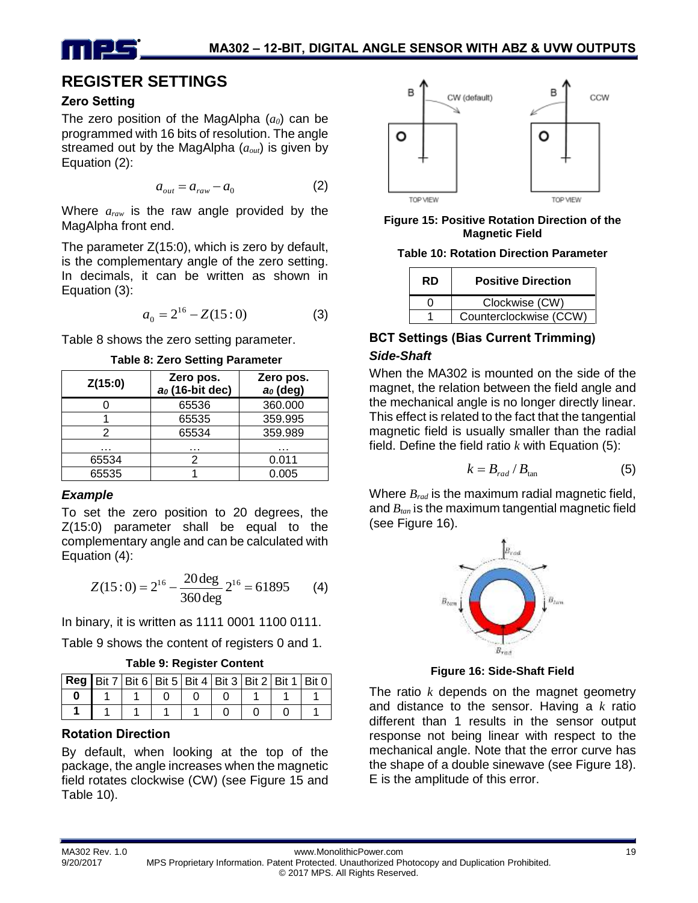# REGISTER SETTINGS

### Zero Setting

The zero position of the MagAlpha ($a_0$) can be programmed with 16 bits of resolution. The angle streamed out by the MagAlpha ($a_{out}$) is given by Equation (2):

$$a_{out} = a_{raw} - a_0 \tag{2}$$

Where $a_{raw}$ is the raw angle provided by the MagAlpha front end.

The parameter Z(15:0), which is zero by default, is the complementary angle of the zero setting. In decimals, it can be written as shown in Equation (3):

$$a_0 = 2^{16} - Z(15:0) \tag{3}$$

Table 8 shows the zero setting parameter.

**Table 8: Zero Setting Parameter**

| Z(15:0) | Zero pos. $a_0$ (16-bit dec) | Zero pos. $a_0$ (deg) |
|---|---|---|
| 0 | 65536 | 360.000 |
| 1 | 65535 | 359.995 |
| 2 | 65534 | 359.989 |
| … | … | … |
| 65534 | 2 | 0.011 |
| 65535 | 1 | 0.005 |

#### *Example*

To set the zero position to 20 degrees, the Z(15:0) parameter shall be equal to the complementary angle and can be calculated with Equation (4):

$$Z(15:0) = 2^{16} - \frac{20\deg}{360\deg}2^{16} = 61895 \tag{4}$$

In binary, it is written as 1111 0001 1100 0111.

Table 9 shows the content of registers 0 and 1.

**Table 9: Register Content**

| Reg | Bit 7 | Bit 6 | Bit 5 | Bit 4 | Bit 3 | Bit 2 | Bit 1 | Bit 0 |
|---|---|---|---|---|---|---|---|---|
| **0** | 1 | 1 | 0 | 0 | 0 | 1 | 1 | 1 |
| **1** | 1 | 1 | 1 | 1 | 0 | 0 | 0 | 1 |

### Rotation Direction

By default, when looking at the top of the package, the angle increases when the magnetic field rotates clockwise (CW) (see Figure 15 and Table 10).

**Figure 15: Positive Rotation Direction of the Magnetic Field**

**Table 10: Rotation Direction Parameter**

| RD | Positive Direction |
|---|---|
| 0 | Clockwise (CW) |
| 1 | Counterclockwise (CCW) |

### BCT Settings (Bias Current Trimming)

#### *Side-Shaft*

When the MA302 is mounted on the side of the magnet, the relation between the field angle and the mechanical angle is no longer directly linear. This effect is related to the fact that the tangential magnetic field is usually smaller than the radial field. Define the field ratio $k$ with Equation (5):

$$k = B_{rad} / B_{tan} \tag{5}$$

Where $B_{rad}$ is the maximum radial magnetic field, and $B_{tan}$ is the maximum tangential magnetic field (see Figure 16).

**Figure 16: Side-Shaft Field**

The ratio $k$ depends on the magnet geometry and distance to the sensor. Having a $k$ ratio different than 1 results in the sensor output response not being linear with respect to the mechanical angle. Note that the error curve has the shape of a double sinewave (see Figure 18). E is the amplitude of this error.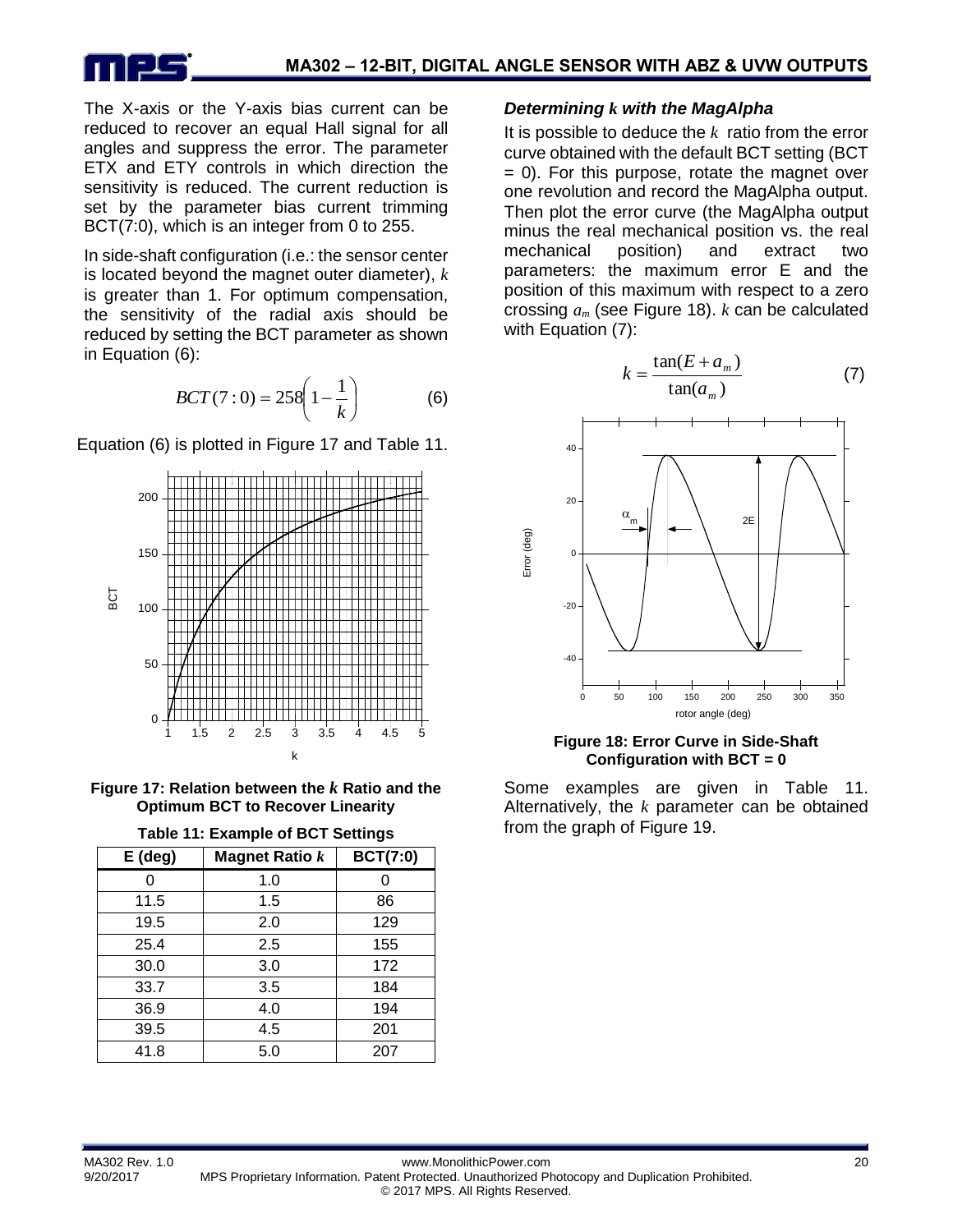The X-axis or the Y-axis bias current can be reduced to recover an equal Hall signal for all angles and suppress the error. The parameter ETX and ETY controls in which direction the sensitivity is reduced. The current reduction is set by the parameter bias current trimming BCT(7:0), which is an integer from 0 to 255.

In side-shaft configuration (i.e.: the sensor center is located beyond the magnet outer diameter), $k$ is greater than 1. For optimum compensation, the sensitivity of the radial axis should be reduced by setting the BCT parameter as shown in Equation (6):

$$BCT(7:0) = 258\left(1 - \frac{1}{k}\right) \qquad (6)$$

Equation (6) is plotted in Figure 17 and Table 11.

**Figure 17: Relation between the $k$ Ratio and the Optimum BCT to Recover Linearity**

**Table 11: Example of BCT Settings**

| E (deg) | Magnet Ratio $k$ | BCT(7:0) |
|---|---|---|
| 0 | 1.0 | 0 |
| 11.5 | 1.5 | 86 |
| 19.5 | 2.0 | 129 |
| 25.4 | 2.5 | 155 |
| 30.0 | 3.0 | 172 |
| 33.7 | 3.5 | 184 |
| 36.9 | 4.0 | 194 |
| 39.5 | 4.5 | 201 |
| 41.8 | 5.0 | 207 |

### *Determining $k$ with the MagAlpha*

It is possible to deduce the $k$ ratio from the error curve obtained with the default BCT setting (BCT = 0). For this purpose, rotate the magnet over one revolution and record the MagAlpha output. Then plot the error curve (the MagAlpha output minus the real mechanical position vs. the real mechanical position) and extract two parameters: the maximum error E and the position of this maximum with respect to a zero crossing $a_m$ (see Figure 18). $k$ can be calculated with Equation (7):

$$k = \frac{\tan(E + a_m)}{\tan(a_m)} \qquad (7)$$

**Figure 18: Error Curve in Side-Shaft Configuration with BCT = 0**

Some examples are given in Table 11. Alternatively, the $k$ parameter can be obtained from the graph of Figure 19.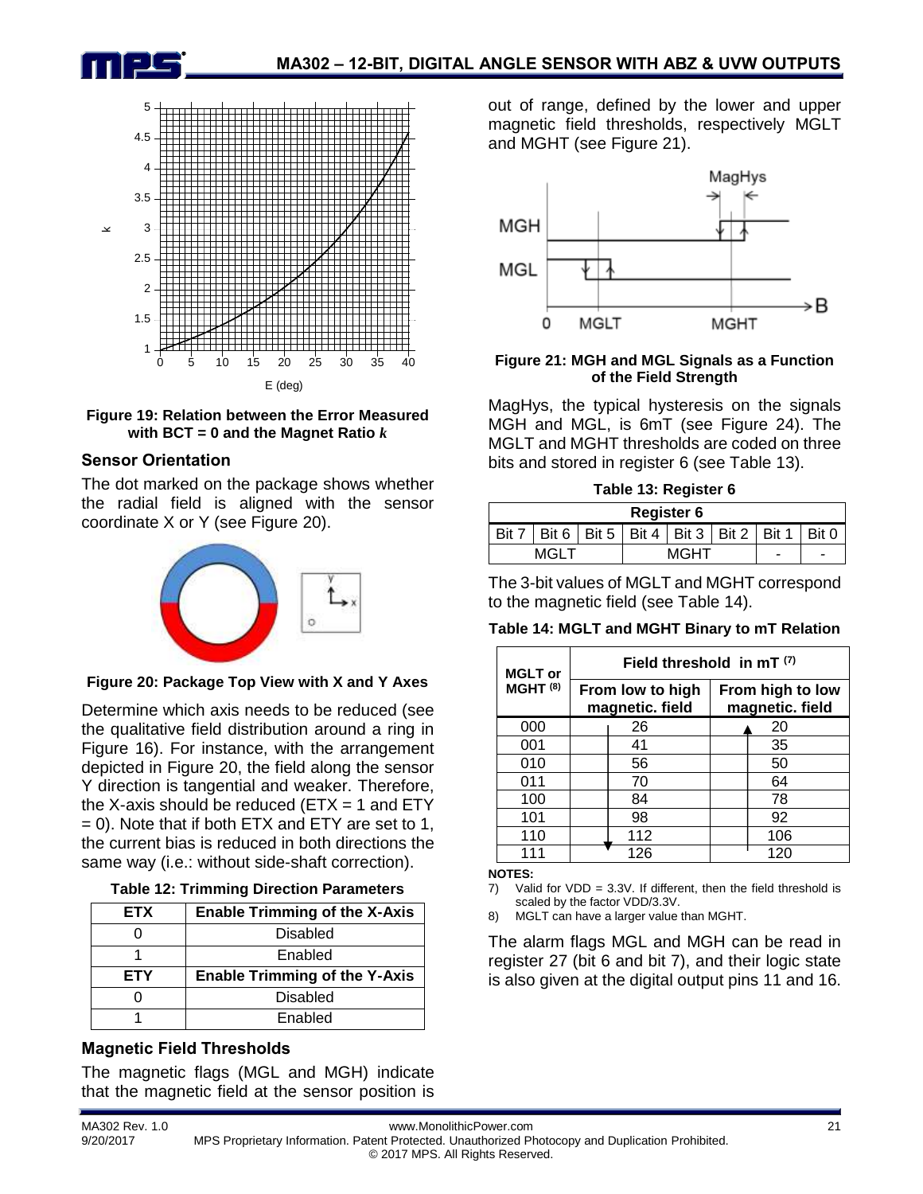Figure 19: Relation between the Error Measured with BCT = 0 and the Magnet Ratio *k*

### Sensor Orientation

The dot marked on the package shows whether the radial field is aligned with the sensor coordinate X or Y (see Figure 20).

Figure 20: Package Top View with X and Y Axes

Determine which axis needs to be reduced (see the qualitative field distribution around a ring in Figure 16). For instance, with the arrangement depicted in Figure 20, the field along the sensor Y direction is tangential and weaker. Therefore, the X-axis should be reduced (ETX = 1 and ETY = 0). Note that if both ETX and ETY are set to 1, the current bias is reduced in both directions the same way (i.e.: without side-shaft correction).

**Table 12: Trimming Direction Parameters**

| ETX | Enable Trimming of the X-Axis |
|---|---|
| 0 | Disabled |
| 1 | Enabled |
| **ETY** | **Enable Trimming of the Y-Axis** |
| 0 | Disabled |
| 1 | Enabled |

### Magnetic Field Thresholds

The magnetic flags (MGL and MGH) indicate that the magnetic field at the sensor position is out of range, defined by the lower and upper magnetic field thresholds, respectively MGLT and MGHT (see Figure 21).

Figure 21: MGH and MGL Signals as a Function of the Field Strength

MagHys, the typical hysteresis on the signals MGH and MGL, is 6mT (see Figure 24). The MGLT and MGHT thresholds are coded on three bits and stored in register 6 (see Table 13).

**Table 13: Register 6**

| Register 6 | | | | | | | |
|---|---|---|---|---|---|---|---|
| Bit 7 | Bit 6 | Bit 5 | Bit 4 | Bit 3 | Bit 2 | Bit 1 | Bit 0 |
| MGLT | | | MGHT | | | - | - |

The 3-bit values of MGLT and MGHT correspond to the magnetic field (see Table 14).

**Table 14: MGLT and MGHT Binary to mT Relation**

| MGLT or MGHT [(8)] | Field threshold in mT [(7)] | |
|---|---|---|
| | From low to high magnetic. field | From high to low magnetic. field |
| 000 | 26 | 20 |
| 001 | 41 | 35 |
| 010 | 56 | 50 |
| 011 | 70 | 64 |
| 100 | 84 | 78 |
| 101 | 98 | 92 |
| 110 | 112 | 106 |
| 111 | 126 | 120 |

**NOTES:**

7) Valid for VDD = 3.3V. If different, then the field threshold is scaled by the factor VDD/3.3V.

8) MGLT can have a larger value than MGHT.

The alarm flags MGL and MGH can be read in register 27 (bit 6 and bit 7), and their logic state is also given at the digital output pins 11 and 16.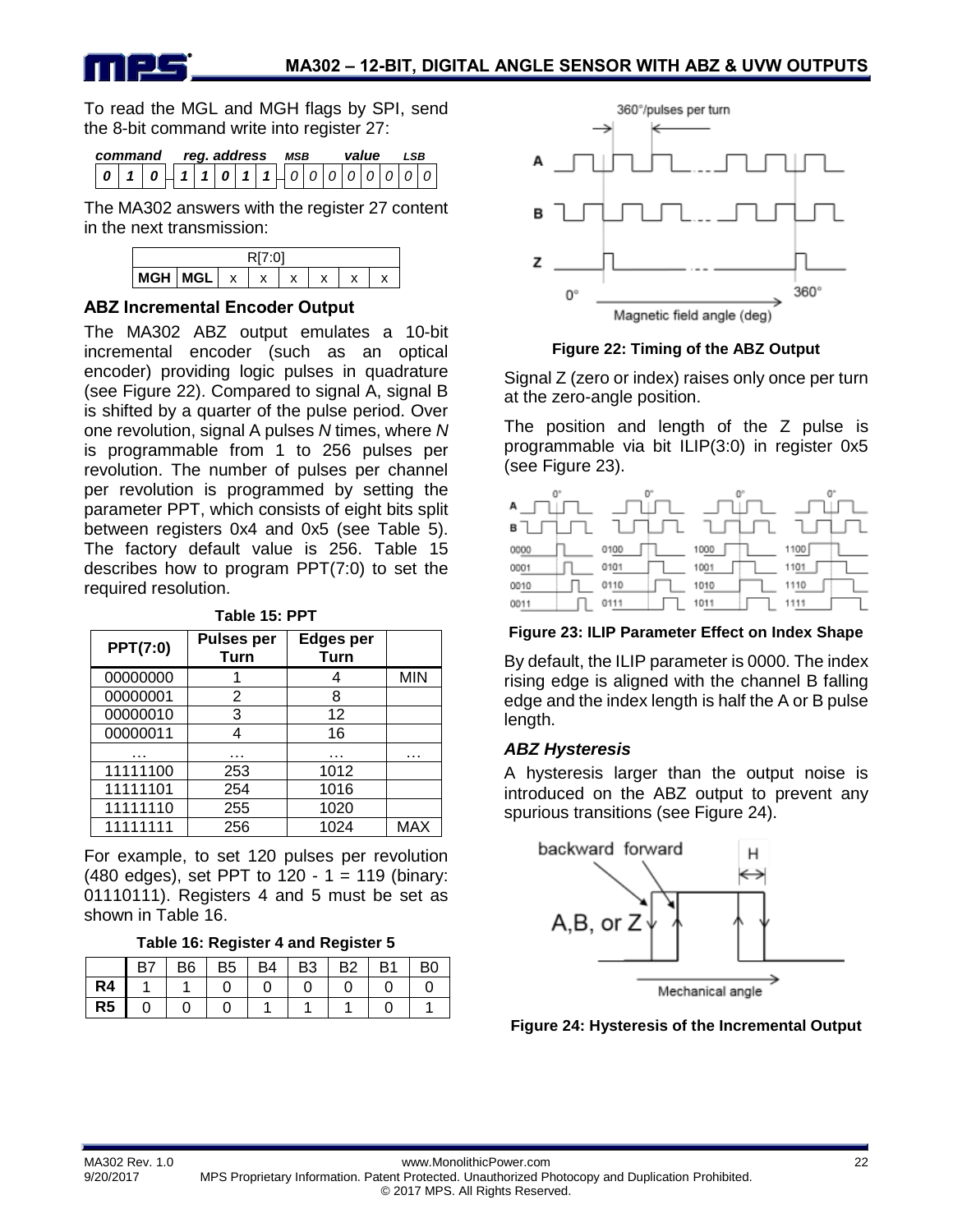To read the MGL and MGH flags by SPI, send the 8-bit command write into register 27:

| command | | | | reg. address | | | | | MSB | | | value | | | | LSB |
|---|---|---|---|---|---|---|---|---|---|---|---|---|---|---|---|---|
| 0 | 1 | 0 | | 1 | 1 | 0 | 1 | 1 | 0 | 0 | 0 | 0 | 0 | 0 | 0 | 0 |

The MA302 answers with the register 27 content in the next transmission:

| R[7:0] | | | | | | | |
|---|---|---|---|---|---|---|---|
| MGH | MGL | x | x | x | x | x | x |

### ABZ Incremental Encoder Output

The MA302 ABZ output emulates a 10-bit incremental encoder (such as an optical encoder) providing logic pulses in quadrature (see Figure 22). Compared to signal A, signal B is shifted by a quarter of the pulse period. Over one revolution, signal A pulses *N* times, where *N* is programmable from 1 to 256 pulses per revolution. The number of pulses per channel per revolution is programmed by setting the parameter PPT, which consists of eight bits split between registers 0x4 and 0x5 (see Table 5). The factory default value is 256. Table 15 describes how to program PPT(7:0) to set the required resolution.

**Table 15: PPT**

| PPT(7:0) | Pulses per Turn | Edges per Turn | |
|---|---|---|---|
| 00000000 | 1 | 4 | MIN |
| 00000001 | 2 | 8 | |
| 00000010 | 3 | 12 | |
| 00000011 | 4 | 16 | |
| … | … | … | … |
| 11111100 | 253 | 1012 | |
| 11111101 | 254 | 1016 | |
| 11111110 | 255 | 1020 | |
| 11111111 | 256 | 1024 | MAX |

For example, to set 120 pulses per revolution (480 edges), set PPT to 120 - 1 = 119 (binary: 01110111). Registers 4 and 5 must be set as shown in Table 16.

**Table 16: Register 4 and Register 5**

| | B7 | B6 | B5 | B4 | B3 | B2 | B1 | B0 |
|---|---|---|---|---|---|---|---|---|
| **R4** | 1 | 1 | 0 | 0 | 0 | 0 | 0 | 0 |
| **R5** | 0 | 0 | 0 | 1 | 1 | 1 | 0 | 1 |

**Figure 22: Timing of the ABZ Output**

Signal Z (zero or index) raises only once per turn at the zero-angle position.

The position and length of the Z pulse is programmable via bit ILIP(3:0) in register 0x5 (see Figure 23).

**Figure 23: ILIP Parameter Effect on Index Shape**

By default, the ILIP parameter is 0000. The index rising edge is aligned with the channel B falling edge and the index length is half the A or B pulse length.

### *ABZ Hysteresis*

A hysteresis larger than the output noise is introduced on the ABZ output to prevent any spurious transitions (see Figure 24).

**Figure 24: Hysteresis of the Incremental Output**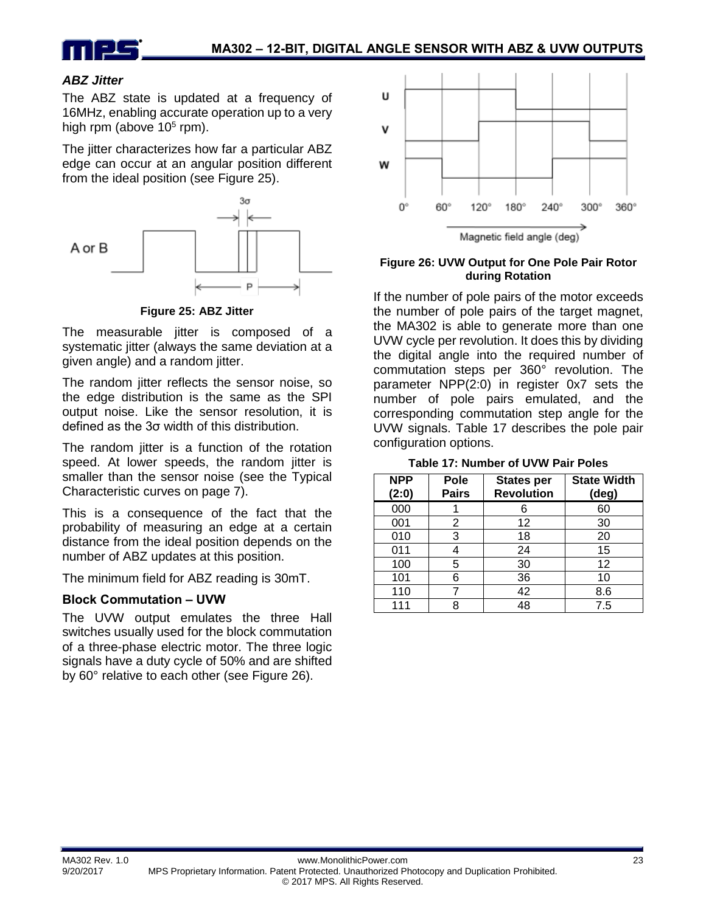### *ABZ Jitter*

The ABZ state is updated at a frequency of 16MHz, enabling accurate operation up to a very high rpm (above $10^5$ rpm).

The jitter characterizes how far a particular ABZ edge can occur at an angular position different from the ideal position (see Figure 25).

**Figure 25: ABZ Jitter**

The measurable jitter is composed of a systematic jitter (always the same deviation at a given angle) and a random jitter.

The random jitter reflects the sensor noise, so the edge distribution is the same as the SPI output noise. Like the sensor resolution, it is defined as the 3σ width of this distribution.

The random jitter is a function of the rotation speed. At lower speeds, the random jitter is smaller than the sensor noise (see the Typical Characteristic curves on page 7).

This is a consequence of the fact that the probability of measuring an edge at a certain distance from the ideal position depends on the number of ABZ updates at this position.

The minimum field for ABZ reading is 30mT.

### Block Commutation – UVW

The UVW output emulates the three Hall switches usually used for the block commutation of a three-phase electric motor. The three logic signals have a duty cycle of 50% and are shifted by 60° relative to each other (see Figure 26).

**Figure 26: UVW Output for One Pole Pair Rotor during Rotation**

If the number of pole pairs of the motor exceeds the number of pole pairs of the target magnet, the MA302 is able to generate more than one UVW cycle per revolution. It does this by dividing the digital angle into the required number of commutation steps per 360° revolution. The parameter NPP(2:0) in register 0x7 sets the number of pole pairs emulated, and the corresponding commutation step angle for the UVW signals. Table 17 describes the pole pair configuration options.

**Table 17: Number of UVW Pair Poles**

| NPP (2:0) | Pole Pairs | States per Revolution | State Width (deg) |
|---|---|---|---|
| 000 | 1 | 6 | 60 |
| 001 | 2 | 12 | 30 |
| 010 | 3 | 18 | 20 |
| 011 | 4 | 24 | 15 |
| 100 | 5 | 30 | 12 |
| 101 | 6 | 36 | 10 |
| 110 | 7 | 42 | 8.6 |
| 111 | 8 | 48 | 7.5 |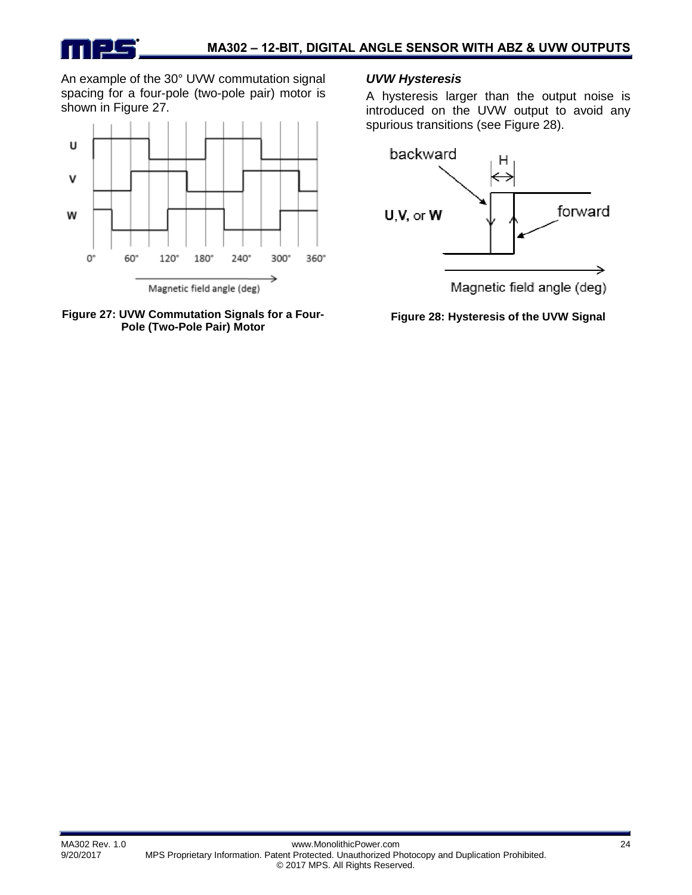An example of the 30° UVW commutation signal spacing for a four-pole (two-pole pair) motor is shown in Figure 27.

Figure 27: UVW Commutation Signals for a Four-Pole (Two-Pole Pair) Motor

### *UVW Hysteresis*

A hysteresis larger than the output noise is introduced on the UVW output to avoid any spurious transitions (see Figure 28).

Figure 28: Hysteresis of the UVW Signal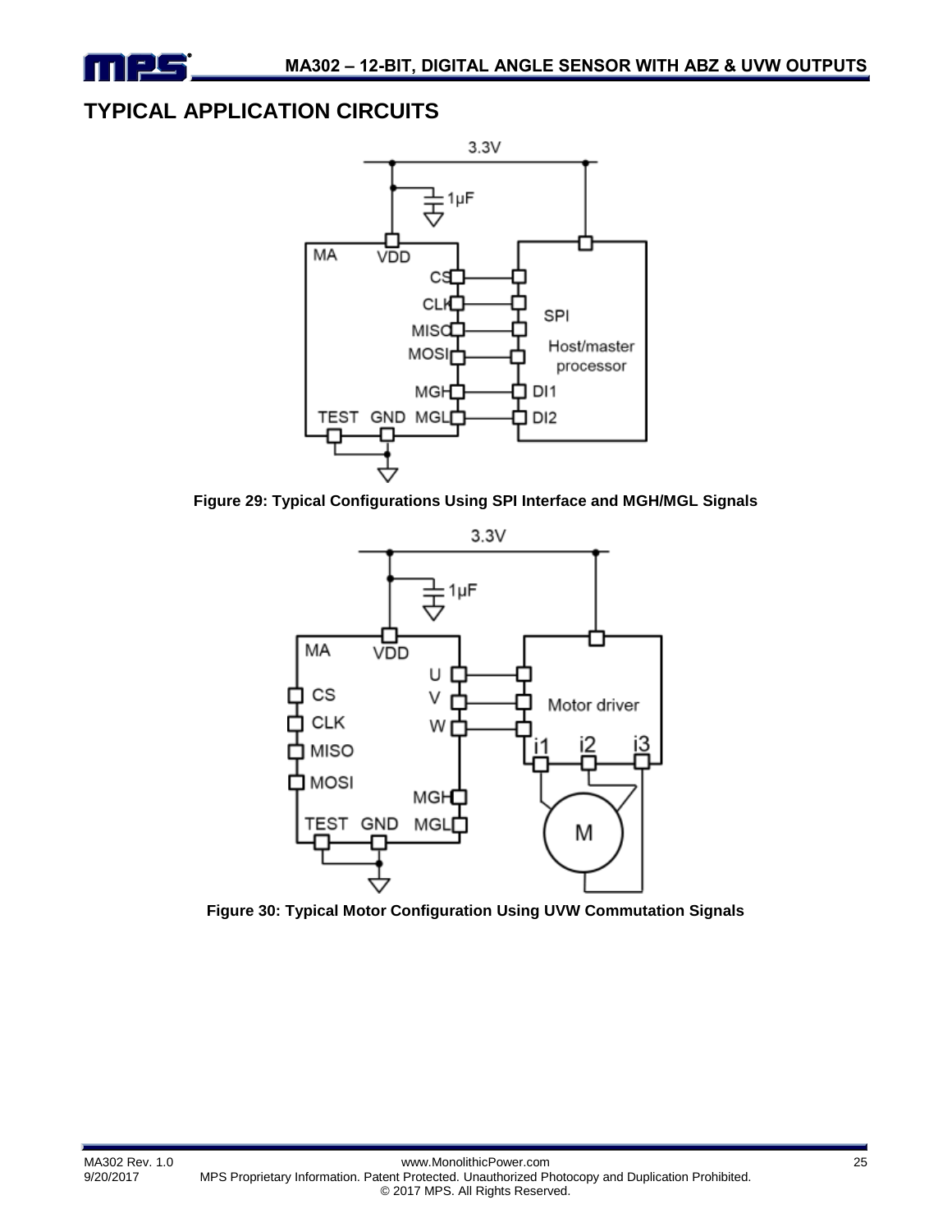## TYPICAL APPLICATION CIRCUITS

Figure 29: Typical Configurations Using SPI Interface and MGH/MGL Signals

Figure 30: Typical Motor Configuration Using UVW Commutation Signals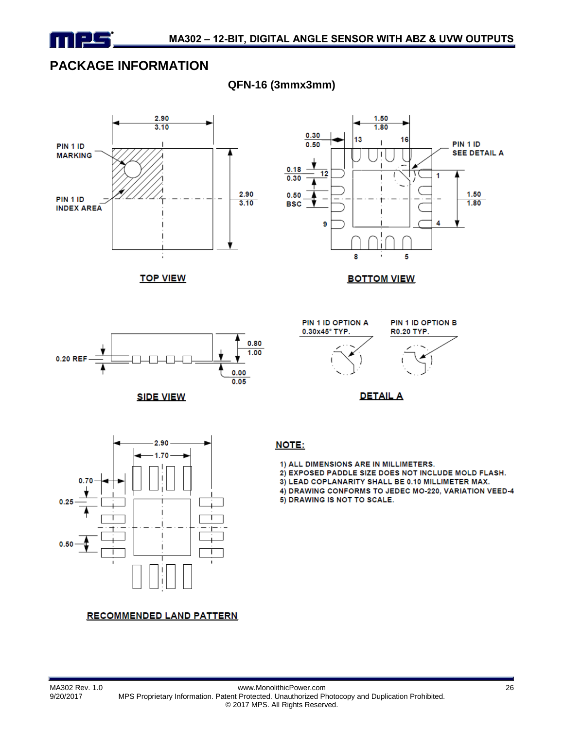## PACKAGE INFORMATION

**QFN-16 (3mmx3mm)**

TOP VIEW

BOTTOM VIEW

SIDE VIEW

DETAIL A

RECOMMENDED LAND PATTERN

**NOTE:**

1) ALL DIMENSIONS ARE IN MILLIMETERS.
2) EXPOSED PADDLE SIZE DOES NOT INCLUDE MOLD FLASH.
3) LEAD COPLANARITY SHALL BE 0.10 MILLIMETER MAX.
4) DRAWING CONFORMS TO JEDEC MO-220, VARIATION VEED-4
5) DRAWING IS NOT TO SCALE.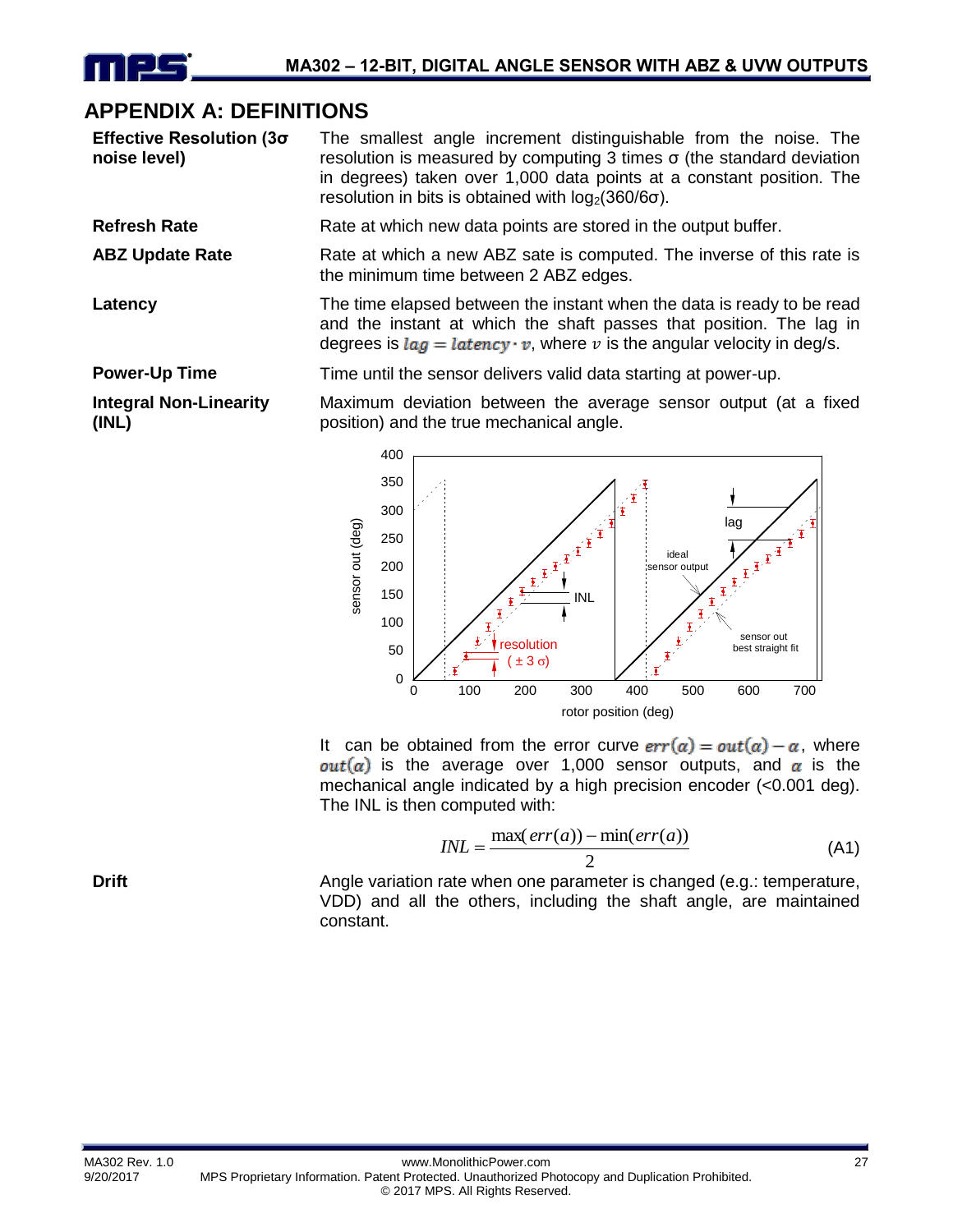# APPENDIX A: DEFINITIONS

**Effective Resolution (3σ noise level)**
The smallest angle increment distinguishable from the noise. The resolution is measured by computing 3 times σ (the standard deviation in degrees) taken over 1,000 data points at a constant position. The resolution in bits is obtained with $\log_2(360/6\sigma)$.

**Refresh Rate**
Rate at which new data points are stored in the output buffer.

**ABZ Update Rate**
Rate at which a new ABZ sate is computed. The inverse of this rate is the minimum time between 2 ABZ edges.

**Latency**
The time elapsed between the instant when the data is ready to be read and the instant at which the shaft passes that position. The lag in degrees is $lag = latency \cdot v$, where $v$ is the angular velocity in deg/s.

**Power-Up Time**
Time until the sensor delivers valid data starting at power-up.

**Integral Non-Linearity (INL)**
Maximum deviation between the average sensor output (at a fixed position) and the true mechanical angle.

It can be obtained from the error curve $err(\alpha) = out(\alpha) - \alpha$, where $out(\alpha)$ is the average over 1,000 sensor outputs, and $\alpha$ is the mechanical angle indicated by a high precision encoder (<0.001 deg). The INL is then computed with:

$$INL = \frac{\max(err(a)) - \min(err(a))}{2} \quad \text{(A1)}$$

**Drift**
Angle variation rate when one parameter is changed (e.g.: temperature, VDD) and all the others, including the shaft angle, are maintained constant.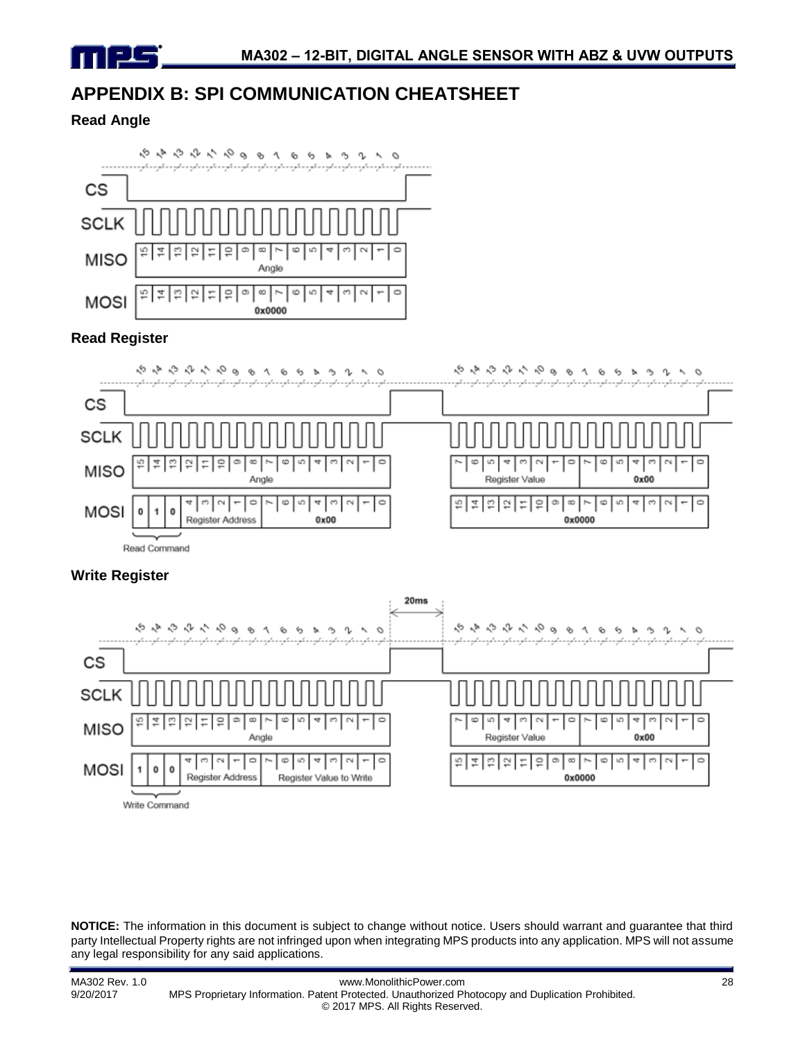## APPENDIX B: SPI COMMUNICATION CHEATSHEET

### Read Angle

15 14 13 12 11 10 9 8 7 6 5 4 3 2 1 0

CS

SCLK

MISO 15 14 13 12 11 10 9 8 7 6 5 4 3 2 1 0 Angle

MOSI 15 14 13 12 11 10 9 8 7 6 5 4 3 2 1 0 0x0000

### Read Register

15 14 13 12 11 10 9 8 7 6 5 4 3 2 1 0 15 14 13 12 11 10 9 8 7 6 5 4 3 2 1 0

CS

SCLK

MISO 15 14 13 12 11 10 9 8 7 6 5 4 3 2 1 0 Angle 7 6 5 4 3 2 1 0 Register Value 7 6 5 4 3 2 1 0 0x00

MOSI 0 1 0 4 3 2 1 0 Register Address 7 6 5 4 3 2 1 0 0x00 15 14 13 12 11 10 9 8 7 6 5 4 3 2 1 0 0x0000

Read Command

### Write Register

20ms

15 14 13 12 11 10 9 8 7 6 5 4 3 2 1 0 15 14 13 12 11 10 9 8 7 6 5 4 3 2 1 0

CS

SCLK

MISO 15 14 13 12 11 10 9 8 7 6 5 4 3 2 1 0 Angle 7 6 5 4 3 2 1 0 Register Value 7 6 5 4 3 2 1 0 0x00

MOSI 1 0 0 4 3 2 1 0 Register Address 7 6 5 4 3 2 1 0 Register Value to Write 15 14 13 12 11 10 9 8 7 6 5 4 3 2 1 0 0x0000

Write Command

**NOTICE:** The information in this document is subject to change without notice. Users should warrant and guarantee that third party Intellectual Property rights are not infringed upon when integrating MPS products into any application. MPS will not assume any legal responsibility for any said applications.